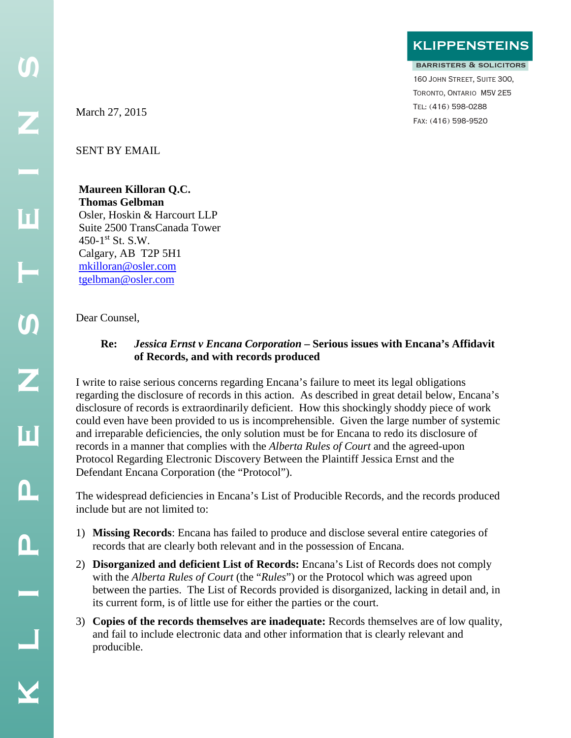**KLIPPENSTEINS**

BARRISTERS & SOLICITORS

160 John Street, Suite 300,
Toronto, Ontario M5V 2E5
Tel: (416) 598-0288
Fax: (416) 598-9520

March 27, 2015

SENT BY EMAIL

**Maureen Killoran Q.C.**
**Thomas Gelbman**
Osler, Hoskin & Harcourt LLP
Suite 2500 TransCanada Tower
450-1st St. S.W.
Calgary, AB T2P 5H1
mkilloran@osler.com
tgelbman@osler.com

Dear Counsel,

**Re: *Jessica Ernst v Encana Corporation* – Serious issues with Encana's Affidavit of Records, and with records produced**

I write to raise serious concerns regarding Encana's failure to meet its legal obligations regarding the disclosure of records in this action. As described in great detail below, Encana's disclosure of records is extraordinarily deficient. How this shockingly shoddy piece of work could even have been provided to us is incomprehensible. Given the large number of systemic and irreparable deficiencies, the only solution must be for Encana to redo its disclosure of records in a manner that complies with the *Alberta Rules of Court* and the agreed-upon Protocol Regarding Electronic Discovery Between the Plaintiff Jessica Ernst and the Defendant Encana Corporation (the "Protocol").

The widespread deficiencies in Encana's List of Producible Records, and the records produced include but are not limited to:

1) **Missing Records**: Encana has failed to produce and disclose several entire categories of records that are clearly both relevant and in the possession of Encana.
2) **Disorganized and deficient List of Records:** Encana's List of Records does not comply with the *Alberta Rules of Court* (the "*Rules*") or the Protocol which was agreed upon between the parties. The List of Records provided is disorganized, lacking in detail and, in its current form, is of little use for either the parties or the court.
3) **Copies of the records themselves are inadequate:** Records themselves are of low quality, and fail to include electronic data and other information that is clearly relevant and producible.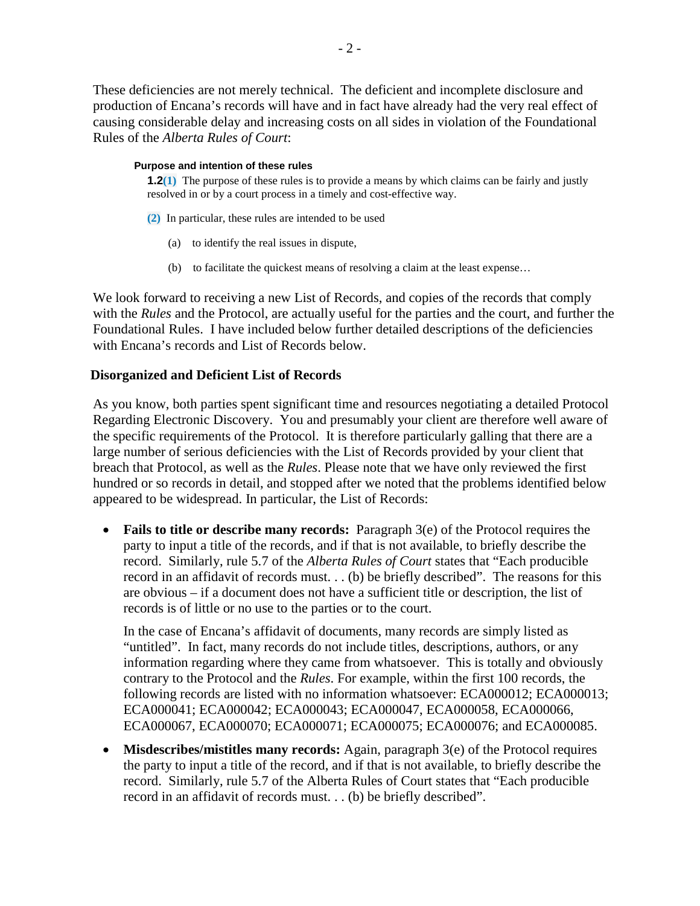These deficiencies are not merely technical. The deficient and incomplete disclosure and production of Encana's records will have and in fact have already had the very real effect of causing considerable delay and increasing costs on all sides in violation of the Foundational Rules of the *Alberta Rules of Court*:

> **Purpose and intention of these rules**
>
> **1.2(1)** The purpose of these rules is to provide a means by which claims can be fairly and justly resolved in or by a court process in a timely and cost-effective way.
>
> **(2)** In particular, these rules are intended to be used
>
> (a) to identify the real issues in dispute,
>
> (b) to facilitate the quickest means of resolving a claim at the least expense…

We look forward to receiving a new List of Records, and copies of the records that comply with the *Rules* and the Protocol, are actually useful for the parties and the court, and further the Foundational Rules. I have included below further detailed descriptions of the deficiencies with Encana's records and List of Records below.

**Disorganized and Deficient List of Records**

As you know, both parties spent significant time and resources negotiating a detailed Protocol Regarding Electronic Discovery. You and presumably your client are therefore well aware of the specific requirements of the Protocol. It is therefore particularly galling that there are a large number of serious deficiencies with the List of Records provided by your client that breach that Protocol, as well as the *Rules*. Please note that we have only reviewed the first hundred or so records in detail, and stopped after we noted that the problems identified below appeared to be widespread. In particular, the List of Records:

- **Fails to title or describe many records:** Paragraph 3(e) of the Protocol requires the party to input a title of the records, and if that is not available, to briefly describe the record. Similarly, rule 5.7 of the *Alberta Rules of Court* states that "Each producible record in an affidavit of records must. . . (b) be briefly described". The reasons for this are obvious – if a document does not have a sufficient title or description, the list of records is of little or no use to the parties or to the court.

  In the case of Encana's affidavit of documents, many records are simply listed as "untitled". In fact, many records do not include titles, descriptions, authors, or any information regarding where they came from whatsoever. This is totally and obviously contrary to the Protocol and the *Rules*. For example, within the first 100 records, the following records are listed with no information whatsoever: ECA000012; ECA000013; ECA000041; ECA000042; ECA000043; ECA000047, ECA000058, ECA000066, ECA000067, ECA000070; ECA000071; ECA000075; ECA000076; and ECA000085.

- **Misdescribes/mistitles many records:** Again, paragraph 3(e) of the Protocol requires the party to input a title of the record, and if that is not available, to briefly describe the record. Similarly, rule 5.7 of the Alberta Rules of Court states that "Each producible record in an affidavit of records must. . . (b) be briefly described".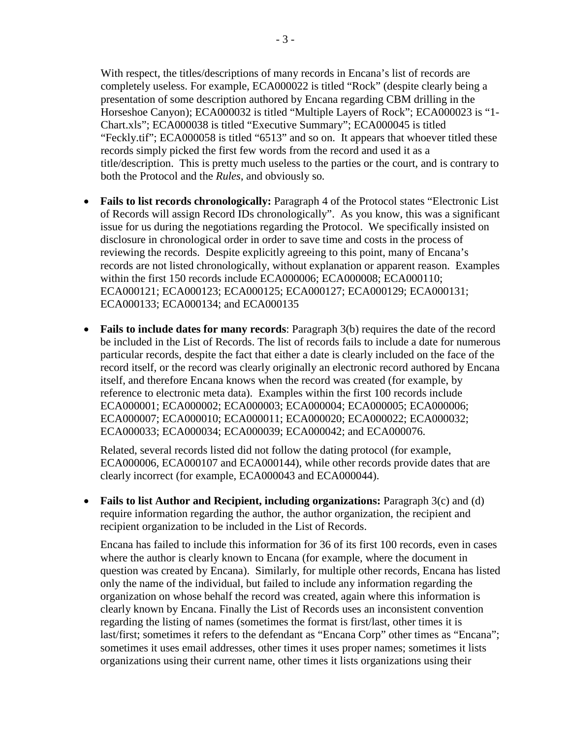With respect, the titles/descriptions of many records in Encana's list of records are completely useless. For example, ECA000022 is titled "Rock" (despite clearly being a presentation of some description authored by Encana regarding CBM drilling in the Horseshoe Canyon); ECA000032 is titled "Multiple Layers of Rock"; ECA000023 is "1-Chart.xls"; ECA000038 is titled "Executive Summary"; ECA000045 is titled "Feckly.tif"; ECA000058 is titled "6513" and so on. It appears that whoever titled these records simply picked the first few words from the record and used it as a title/description. This is pretty much useless to the parties or the court, and is contrary to both the Protocol and the *Rules*, and obviously so.

- **Fails to list records chronologically:** Paragraph 4 of the Protocol states "Electronic List of Records will assign Record IDs chronologically". As you know, this was a significant issue for us during the negotiations regarding the Protocol. We specifically insisted on disclosure in chronological order in order to save time and costs in the process of reviewing the records. Despite explicitly agreeing to this point, many of Encana's records are not listed chronologically, without explanation or apparent reason. Examples within the first 150 records include ECA000006; ECA000008; ECA000110; ECA000121; ECA000123; ECA000125; ECA000127; ECA000129; ECA000131; ECA000133; ECA000134; and ECA000135

- **Fails to include dates for many records**: Paragraph 3(b) requires the date of the record be included in the List of Records. The list of records fails to include a date for numerous particular records, despite the fact that either a date is clearly included on the face of the record itself, or the record was clearly originally an electronic record authored by Encana itself, and therefore Encana knows when the record was created (for example, by reference to electronic meta data). Examples within the first 100 records include ECA000001; ECA000002; ECA000003; ECA000004; ECA000005; ECA000006; ECA000007; ECA000010; ECA000011; ECA000020; ECA000022; ECA000032; ECA000033; ECA000034; ECA000039; ECA000042; and ECA000076.

  Related, several records listed did not follow the dating protocol (for example, ECA000006, ECA000107 and ECA000144), while other records provide dates that are clearly incorrect (for example, ECA000043 and ECA000044).

- **Fails to list Author and Recipient, including organizations:** Paragraph 3(c) and (d) require information regarding the author, the author organization, the recipient and recipient organization to be included in the List of Records.

  Encana has failed to include this information for 36 of its first 100 records, even in cases where the author is clearly known to Encana (for example, where the document in question was created by Encana). Similarly, for multiple other records, Encana has listed only the name of the individual, but failed to include any information regarding the organization on whose behalf the record was created, again where this information is clearly known by Encana. Finally the List of Records uses an inconsistent convention regarding the listing of names (sometimes the format is first/last, other times it is last/first; sometimes it refers to the defendant as "Encana Corp" other times as "Encana"; sometimes it uses email addresses, other times it uses proper names; sometimes it lists organizations using their current name, other times it lists organizations using their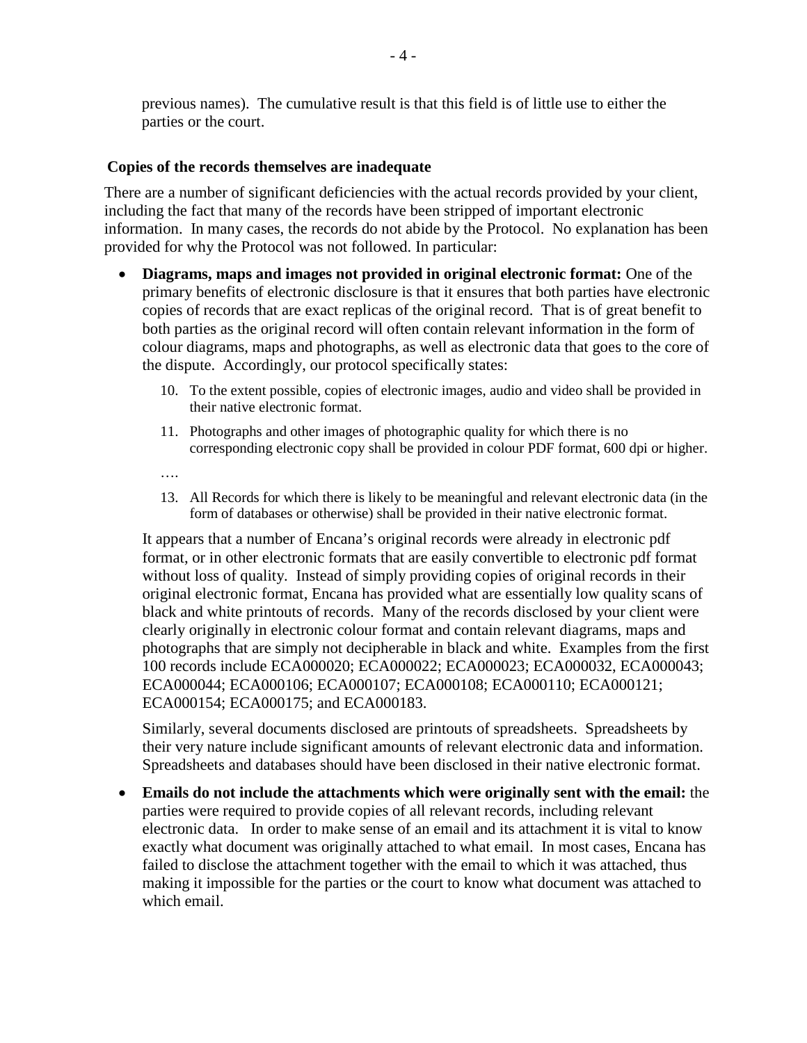previous names). The cumulative result is that this field is of little use to either the parties or the court.

**Copies of the records themselves are inadequate**

There are a number of significant deficiencies with the actual records provided by your client, including the fact that many of the records have been stripped of important electronic information. In many cases, the records do not abide by the Protocol. No explanation has been provided for why the Protocol was not followed. In particular:

- **Diagrams, maps and images not provided in original electronic format:** One of the primary benefits of electronic disclosure is that it ensures that both parties have electronic copies of records that are exact replicas of the original record. That is of great benefit to both parties as the original record will often contain relevant information in the form of colour diagrams, maps and photographs, as well as electronic data that goes to the core of the dispute. Accordingly, our protocol specifically states:

  10. To the extent possible, copies of electronic images, audio and video shall be provided in their native electronic format.

  11. Photographs and other images of photographic quality for which there is no corresponding electronic copy shall be provided in colour PDF format, 600 dpi or higher.

  ….

  13. All Records for which there is likely to be meaningful and relevant electronic data (in the form of databases or otherwise) shall be provided in their native electronic format.

  It appears that a number of Encana's original records were already in electronic pdf format, or in other electronic formats that are easily convertible to electronic pdf format without loss of quality. Instead of simply providing copies of original records in their original electronic format, Encana has provided what are essentially low quality scans of black and white printouts of records. Many of the records disclosed by your client were clearly originally in electronic colour format and contain relevant diagrams, maps and photographs that are simply not decipherable in black and white. Examples from the first 100 records include ECA000020; ECA000022; ECA000023; ECA000032, ECA000043; ECA000044; ECA000106; ECA000107; ECA000108; ECA000110; ECA000121; ECA000154; ECA000175; and ECA000183.

  Similarly, several documents disclosed are printouts of spreadsheets. Spreadsheets by their very nature include significant amounts of relevant electronic data and information. Spreadsheets and databases should have been disclosed in their native electronic format.

- **Emails do not include the attachments which were originally sent with the email:** the parties were required to provide copies of all relevant records, including relevant electronic data. In order to make sense of an email and its attachment it is vital to know exactly what document was originally attached to what email. In most cases, Encana has failed to disclose the attachment together with the email to which it was attached, thus making it impossible for the parties or the court to know what document was attached to which email.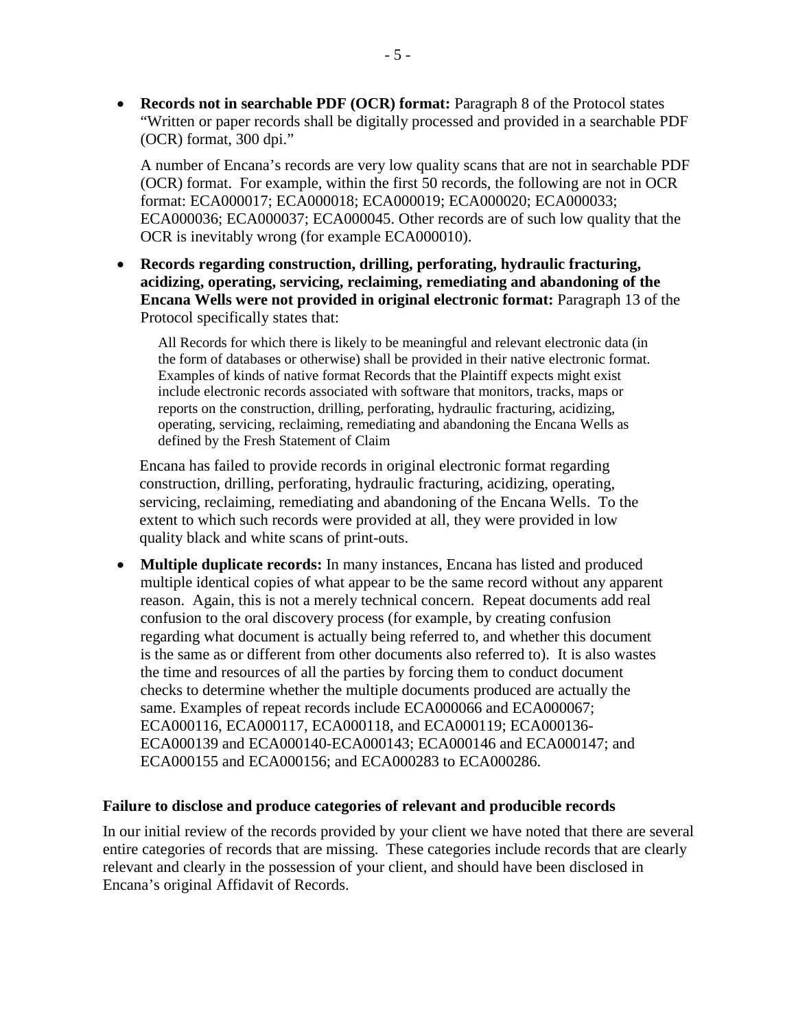- **Records not in searchable PDF (OCR) format:** Paragraph 8 of the Protocol states "Written or paper records shall be digitally processed and provided in a searchable PDF (OCR) format, 300 dpi."

  A number of Encana's records are very low quality scans that are not in searchable PDF (OCR) format. For example, within the first 50 records, the following are not in OCR format: ECA000017; ECA000018; ECA000019; ECA000020; ECA000033; ECA000036; ECA000037; ECA000045. Other records are of such low quality that the OCR is inevitably wrong (for example ECA000010).

- **Records regarding construction, drilling, perforating, hydraulic fracturing, acidizing, operating, servicing, reclaiming, remediating and abandoning of the Encana Wells were not provided in original electronic format:** Paragraph 13 of the Protocol specifically states that:

  > All Records for which there is likely to be meaningful and relevant electronic data (in the form of databases or otherwise) shall be provided in their native electronic format. Examples of kinds of native format Records that the Plaintiff expects might exist include electronic records associated with software that monitors, tracks, maps or reports on the construction, drilling, perforating, hydraulic fracturing, acidizing, operating, servicing, reclaiming, remediating and abandoning the Encana Wells as defined by the Fresh Statement of Claim

  Encana has failed to provide records in original electronic format regarding construction, drilling, perforating, hydraulic fracturing, acidizing, operating, servicing, reclaiming, remediating and abandoning of the Encana Wells. To the extent to which such records were provided at all, they were provided in low quality black and white scans of print-outs.

- **Multiple duplicate records:** In many instances, Encana has listed and produced multiple identical copies of what appear to be the same record without any apparent reason. Again, this is not a merely technical concern. Repeat documents add real confusion to the oral discovery process (for example, by creating confusion regarding what document is actually being referred to, and whether this document is the same as or different from other documents also referred to). It is also wastes the time and resources of all the parties by forcing them to conduct document checks to determine whether the multiple documents produced are actually the same. Examples of repeat records include ECA000066 and ECA000067; ECA000116, ECA000117, ECA000118, and ECA000119; ECA000136-ECA000139 and ECA000140-ECA000143; ECA000146 and ECA000147; and ECA000155 and ECA000156; and ECA000283 to ECA000286.

### Failure to disclose and produce categories of relevant and producible records

In our initial review of the records provided by your client we have noted that there are several entire categories of records that are missing. These categories include records that are clearly relevant and clearly in the possession of your client, and should have been disclosed in Encana's original Affidavit of Records.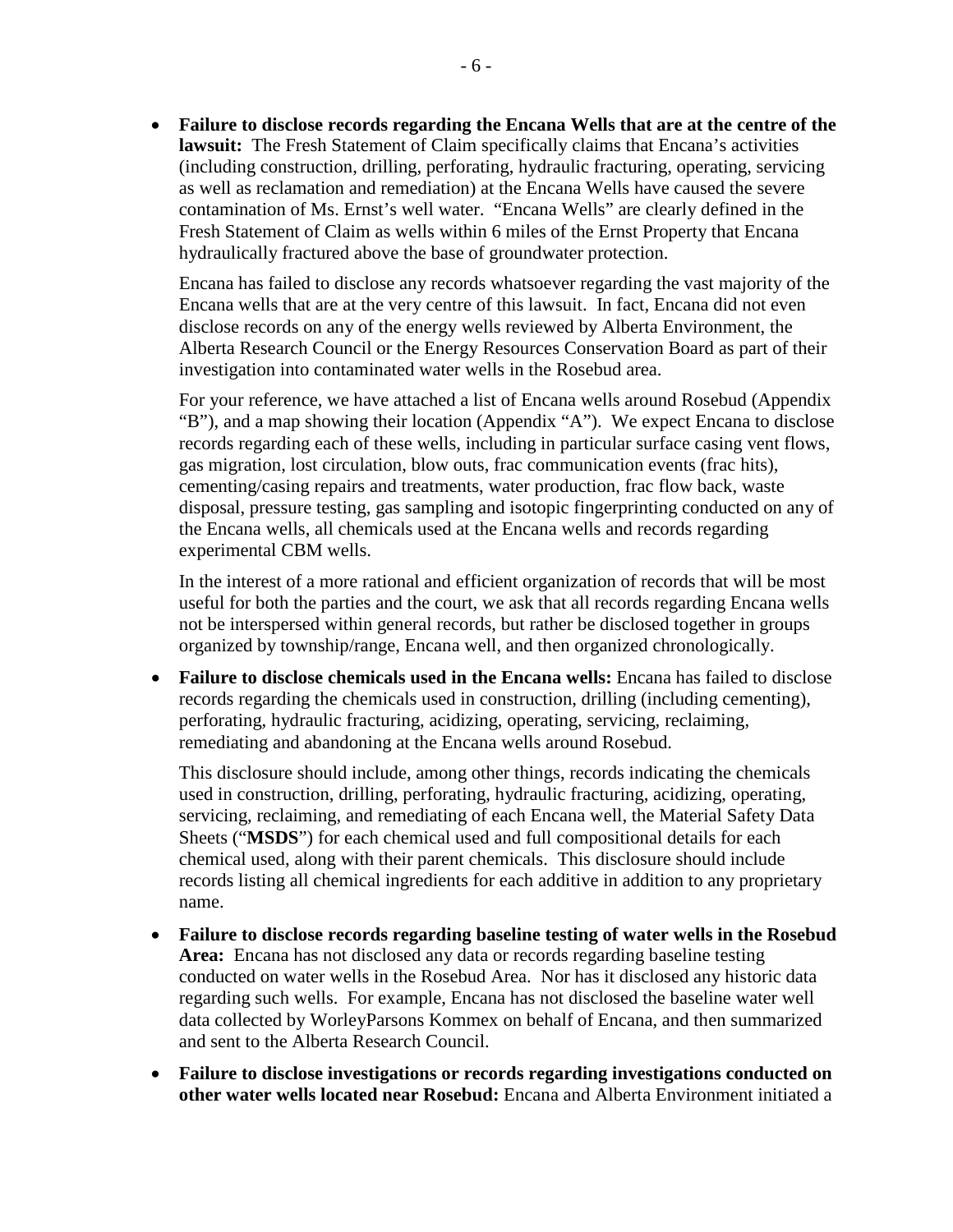- **Failure to disclose records regarding the Encana Wells that are at the centre of the lawsuit:** The Fresh Statement of Claim specifically claims that Encana's activities (including construction, drilling, perforating, hydraulic fracturing, operating, servicing as well as reclamation and remediation) at the Encana Wells have caused the severe contamination of Ms. Ernst's well water. "Encana Wells" are clearly defined in the Fresh Statement of Claim as wells within 6 miles of the Ernst Property that Encana hydraulically fractured above the base of groundwater protection.

  Encana has failed to disclose any records whatsoever regarding the vast majority of the Encana wells that are at the very centre of this lawsuit. In fact, Encana did not even disclose records on any of the energy wells reviewed by Alberta Environment, the Alberta Research Council or the Energy Resources Conservation Board as part of their investigation into contaminated water wells in the Rosebud area.

  For your reference, we have attached a list of Encana wells around Rosebud (Appendix "B"), and a map showing their location (Appendix "A"). We expect Encana to disclose records regarding each of these wells, including in particular surface casing vent flows, gas migration, lost circulation, blow outs, frac communication events (frac hits), cementing/casing repairs and treatments, water production, frac flow back, waste disposal, pressure testing, gas sampling and isotopic fingerprinting conducted on any of the Encana wells, all chemicals used at the Encana wells and records regarding experimental CBM wells.

  In the interest of a more rational and efficient organization of records that will be most useful for both the parties and the court, we ask that all records regarding Encana wells not be interspersed within general records, but rather be disclosed together in groups organized by township/range, Encana well, and then organized chronologically.

- **Failure to disclose chemicals used in the Encana wells:** Encana has failed to disclose records regarding the chemicals used in construction, drilling (including cementing), perforating, hydraulic fracturing, acidizing, operating, servicing, reclaiming, remediating and abandoning at the Encana wells around Rosebud.

  This disclosure should include, among other things, records indicating the chemicals used in construction, drilling, perforating, hydraulic fracturing, acidizing, operating, servicing, reclaiming, and remediating of each Encana well, the Material Safety Data Sheets ("**MSDS**") for each chemical used and full compositional details for each chemical used, along with their parent chemicals. This disclosure should include records listing all chemical ingredients for each additive in addition to any proprietary name.

- **Failure to disclose records regarding baseline testing of water wells in the Rosebud Area:** Encana has not disclosed any data or records regarding baseline testing conducted on water wells in the Rosebud Area. Nor has it disclosed any historic data regarding such wells. For example, Encana has not disclosed the baseline water well data collected by WorleyParsons Kommex on behalf of Encana, and then summarized and sent to the Alberta Research Council.

- **Failure to disclose investigations or records regarding investigations conducted on other water wells located near Rosebud:** Encana and Alberta Environment initiated a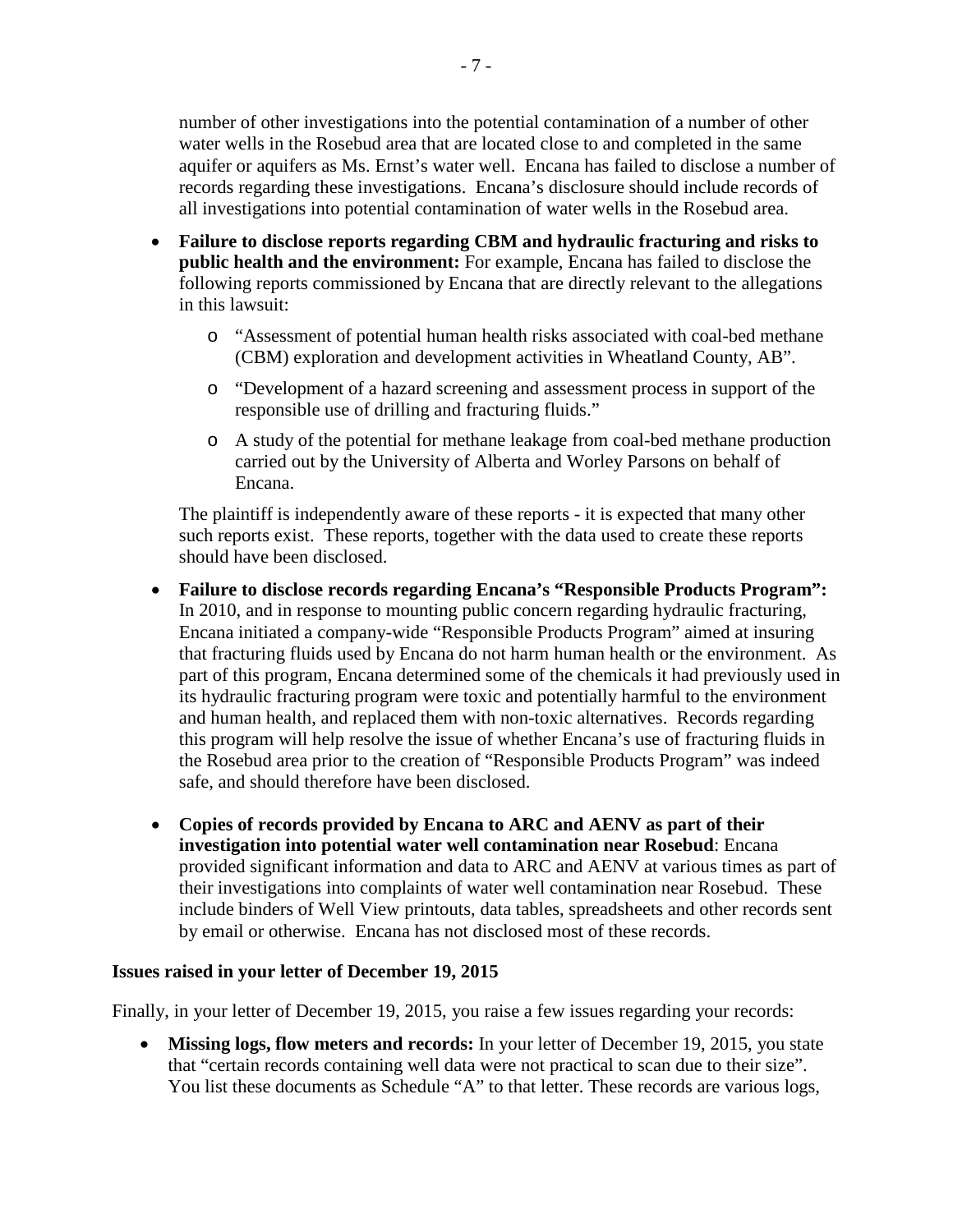number of other investigations into the potential contamination of a number of other water wells in the Rosebud area that are located close to and completed in the same aquifer or aquifers as Ms. Ernst's water well. Encana has failed to disclose a number of records regarding these investigations. Encana's disclosure should include records of all investigations into potential contamination of water wells in the Rosebud area.

- **Failure to disclose reports regarding CBM and hydraulic fracturing and risks to public health and the environment:** For example, Encana has failed to disclose the following reports commissioned by Encana that are directly relevant to the allegations in this lawsuit:
  - "Assessment of potential human health risks associated with coal-bed methane (CBM) exploration and development activities in Wheatland County, AB".
  - "Development of a hazard screening and assessment process in support of the responsible use of drilling and fracturing fluids."
  - A study of the potential for methane leakage from coal-bed methane production carried out by the University of Alberta and Worley Parsons on behalf of Encana.

  The plaintiff is independently aware of these reports - it is expected that many other such reports exist. These reports, together with the data used to create these reports should have been disclosed.

- **Failure to disclose records regarding Encana's "Responsible Products Program":** In 2010, and in response to mounting public concern regarding hydraulic fracturing, Encana initiated a company-wide "Responsible Products Program" aimed at insuring that fracturing fluids used by Encana do not harm human health or the environment. As part of this program, Encana determined some of the chemicals it had previously used in its hydraulic fracturing program were toxic and potentially harmful to the environment and human health, and replaced them with non-toxic alternatives. Records regarding this program will help resolve the issue of whether Encana's use of fracturing fluids in the Rosebud area prior to the creation of "Responsible Products Program" was indeed safe, and should therefore have been disclosed.

- **Copies of records provided by Encana to ARC and AENV as part of their investigation into potential water well contamination near Rosebud**: Encana provided significant information and data to ARC and AENV at various times as part of their investigations into complaints of water well contamination near Rosebud. These include binders of Well View printouts, data tables, spreadsheets and other records sent by email or otherwise. Encana has not disclosed most of these records.

**Issues raised in your letter of December 19, 2015**

Finally, in your letter of December 19, 2015, you raise a few issues regarding your records:

- **Missing logs, flow meters and records:** In your letter of December 19, 2015, you state that "certain records containing well data were not practical to scan due to their size". You list these documents as Schedule "A" to that letter. These records are various logs,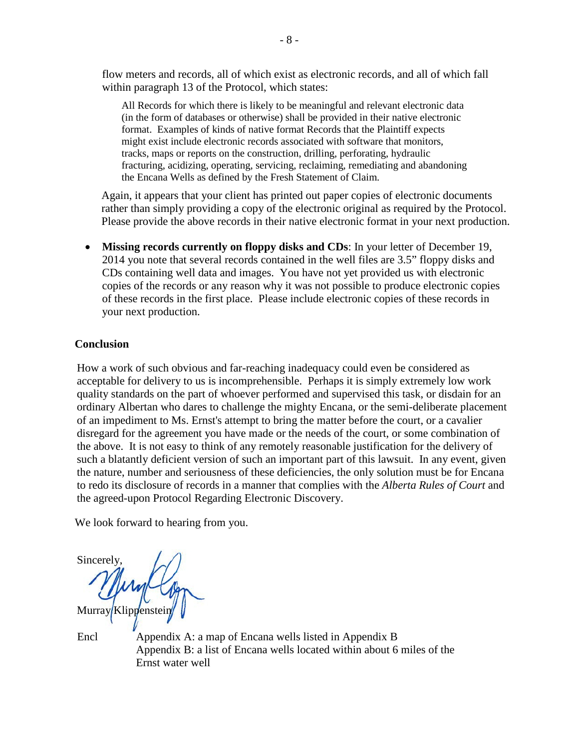flow meters and records, all of which exist as electronic records, and all of which fall within paragraph 13 of the Protocol, which states:

> All Records for which there is likely to be meaningful and relevant electronic data (in the form of databases or otherwise) shall be provided in their native electronic format. Examples of kinds of native format Records that the Plaintiff expects might exist include electronic records associated with software that monitors, tracks, maps or reports on the construction, drilling, perforating, hydraulic fracturing, acidizing, operating, servicing, reclaiming, remediating and abandoning the Encana Wells as defined by the Fresh Statement of Claim.

Again, it appears that your client has printed out paper copies of electronic documents rather than simply providing a copy of the electronic original as required by the Protocol. Please provide the above records in their native electronic format in your next production.

- **Missing records currently on floppy disks and CDs**: In your letter of December 19, 2014 you note that several records contained in the well files are 3.5" floppy disks and CDs containing well data and images. You have not yet provided us with electronic copies of the records or any reason why it was not possible to produce electronic copies of these records in the first place. Please include electronic copies of these records in your next production.

## Conclusion

How a work of such obvious and far-reaching inadequacy could even be considered as acceptable for delivery to us is incomprehensible. Perhaps it is simply extremely low work quality standards on the part of whoever performed and supervised this task, or disdain for an ordinary Albertan who dares to challenge the mighty Encana, or the semi-deliberate placement of an impediment to Ms. Ernst's attempt to bring the matter before the court, or a cavalier disregard for the agreement you have made or the needs of the court, or some combination of the above. It is not easy to think of any remotely reasonable justification for the delivery of such a blatantly deficient version of such an important part of this lawsuit. In any event, given the nature, number and seriousness of these deficiencies, the only solution must be for Encana to redo its disclosure of records in a manner that complies with the *Alberta Rules of Court* and the agreed-upon Protocol Regarding Electronic Discovery.

We look forward to hearing from you.

Sincerely,

Murray Klippenstein

Encl Appendix A: a map of Encana wells listed in Appendix B
Appendix B: a list of Encana wells located within about 6 miles of the Ernst water well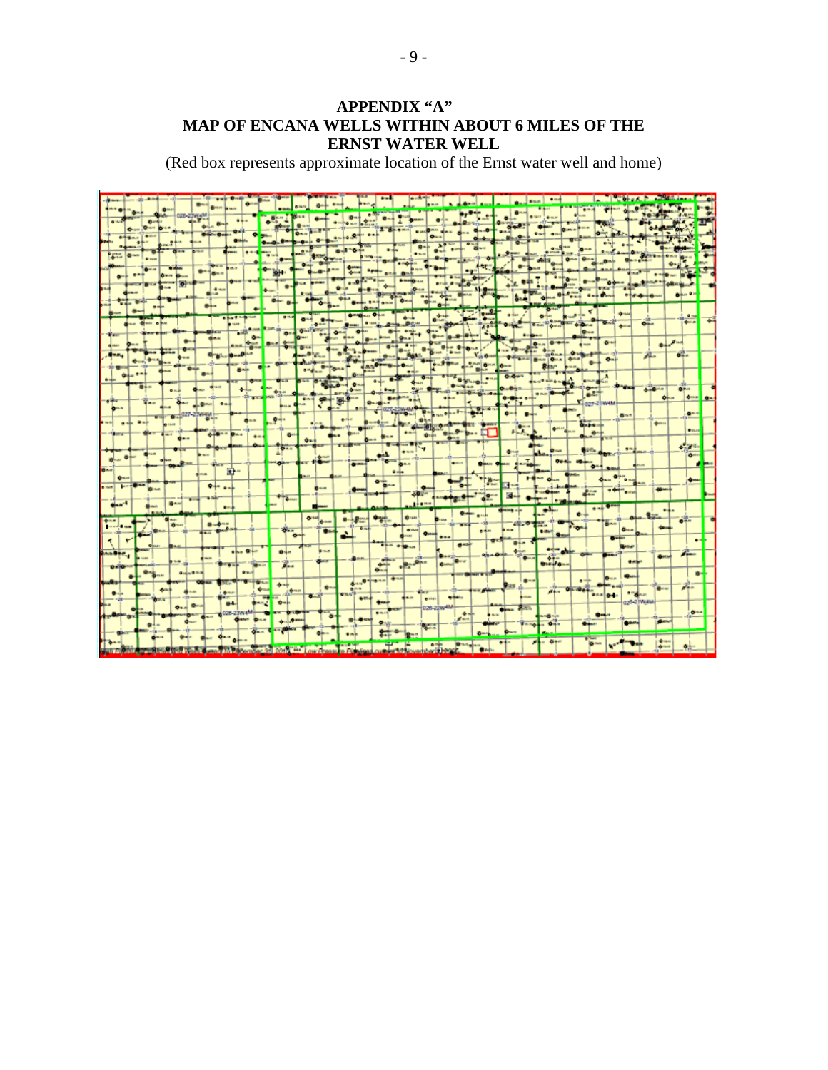**APPENDIX "A"**
**MAP OF ENCANA WELLS WITHIN ABOUT 6 MILES OF THE ERNST WATER WELL**

(Red box represents approximate location of the Ernst water well and home)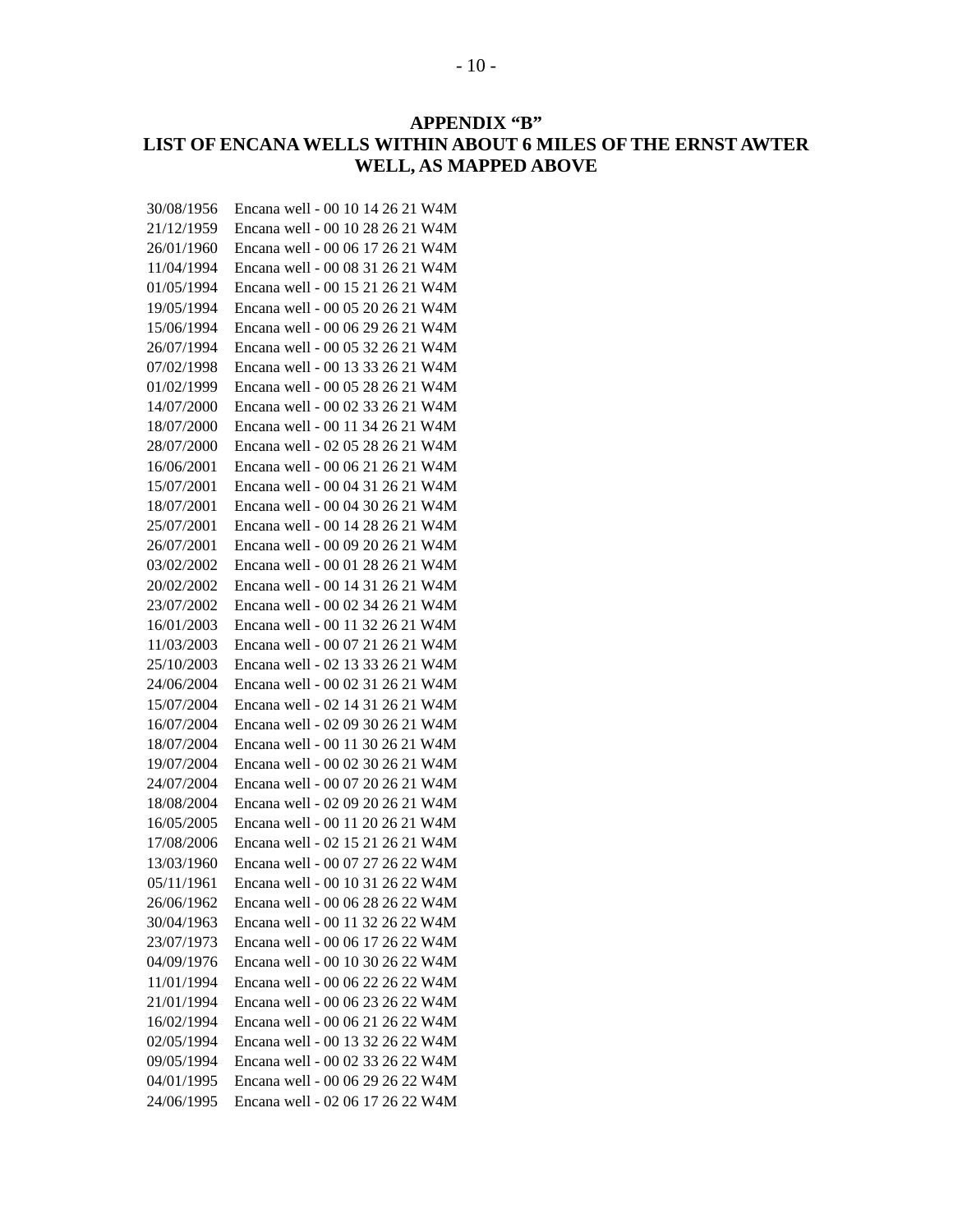## APPENDIX "B"
## LIST OF ENCANA WELLS WITHIN ABOUT 6 MILES OF THE ERNST AWTER WELL, AS MAPPED ABOVE

30/08/1956 Encana well - 00 10 14 26 21 W4M
21/12/1959 Encana well - 00 10 28 26 21 W4M
26/01/1960 Encana well - 00 06 17 26 21 W4M
11/04/1994 Encana well - 00 08 31 26 21 W4M
01/05/1994 Encana well - 00 15 21 26 21 W4M
19/05/1994 Encana well - 00 05 20 26 21 W4M
15/06/1994 Encana well - 00 06 29 26 21 W4M
26/07/1994 Encana well - 00 05 32 26 21 W4M
07/02/1998 Encana well - 00 13 33 26 21 W4M
01/02/1999 Encana well - 00 05 28 26 21 W4M
14/07/2000 Encana well - 00 02 33 26 21 W4M
18/07/2000 Encana well - 00 11 34 26 21 W4M
28/07/2000 Encana well - 02 05 28 26 21 W4M
16/06/2001 Encana well - 00 06 21 26 21 W4M
15/07/2001 Encana well - 00 04 31 26 21 W4M
18/07/2001 Encana well - 00 04 30 26 21 W4M
25/07/2001 Encana well - 00 14 28 26 21 W4M
26/07/2001 Encana well - 00 09 20 26 21 W4M
03/02/2002 Encana well - 00 01 28 26 21 W4M
20/02/2002 Encana well - 00 14 31 26 21 W4M
23/07/2002 Encana well - 00 02 34 26 21 W4M
16/01/2003 Encana well - 00 11 32 26 21 W4M
11/03/2003 Encana well - 00 07 21 26 21 W4M
25/10/2003 Encana well - 02 13 33 26 21 W4M
24/06/2004 Encana well - 00 02 31 26 21 W4M
15/07/2004 Encana well - 02 14 31 26 21 W4M
16/07/2004 Encana well - 02 09 30 26 21 W4M
18/07/2004 Encana well - 00 11 30 26 21 W4M
19/07/2004 Encana well - 00 02 30 26 21 W4M
24/07/2004 Encana well - 00 07 20 26 21 W4M
18/08/2004 Encana well - 02 09 20 26 21 W4M
16/05/2005 Encana well - 00 11 20 26 21 W4M
17/08/2006 Encana well - 02 15 21 26 21 W4M
13/03/1960 Encana well - 00 07 27 26 22 W4M
05/11/1961 Encana well - 00 10 31 26 22 W4M
26/06/1962 Encana well - 00 06 28 26 22 W4M
30/04/1963 Encana well - 00 11 32 26 22 W4M
23/07/1973 Encana well - 00 06 17 26 22 W4M
04/09/1976 Encana well - 00 10 30 26 22 W4M
11/01/1994 Encana well - 00 06 22 26 22 W4M
21/01/1994 Encana well - 00 06 23 26 22 W4M
16/02/1994 Encana well - 00 06 21 26 22 W4M
02/05/1994 Encana well - 00 13 32 26 22 W4M
09/05/1994 Encana well - 00 02 33 26 22 W4M
04/01/1995 Encana well - 00 06 29 26 22 W4M
24/06/1995 Encana well - 02 06 17 26 22 W4M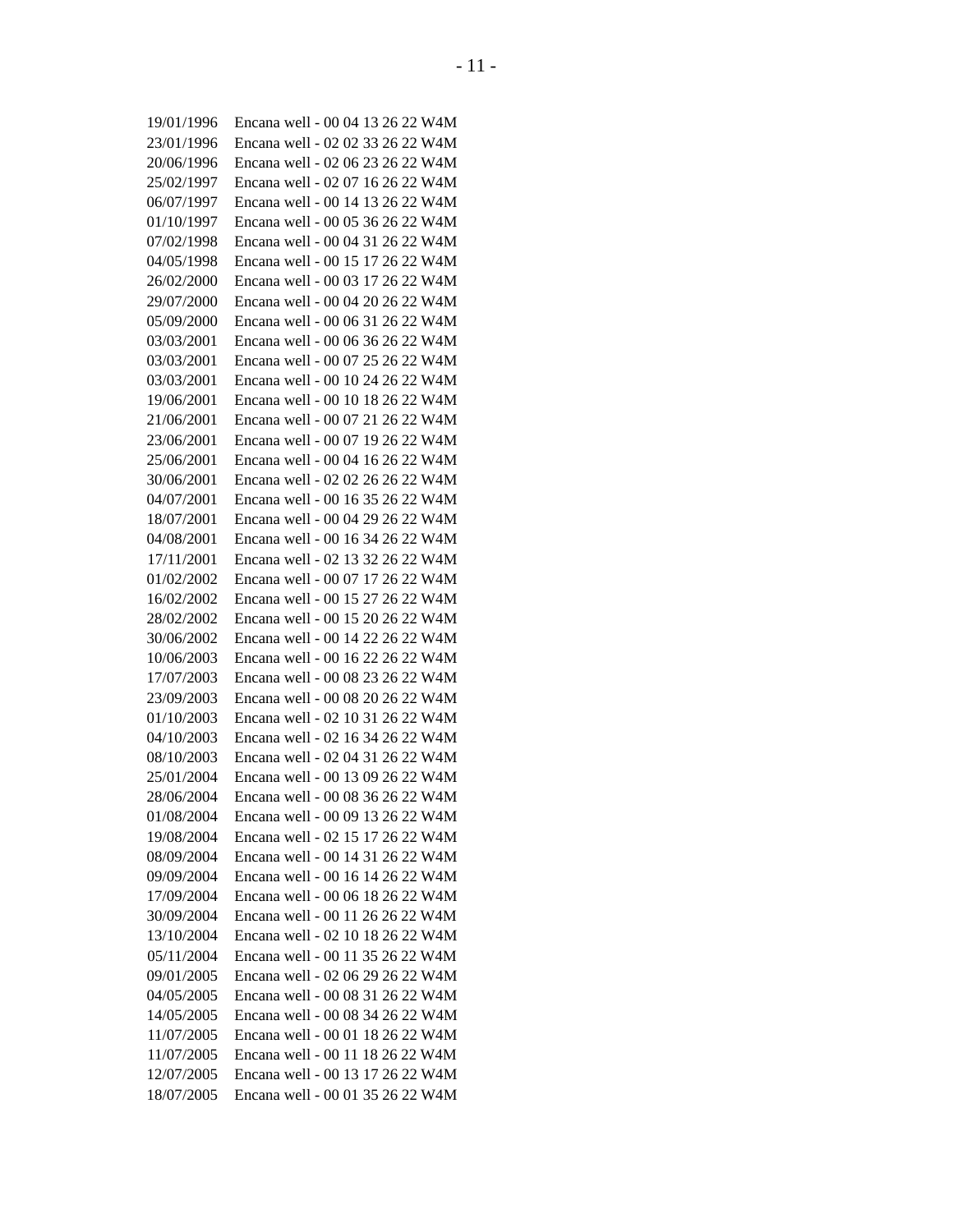19/01/1996 Encana well - 00 04 13 26 22 W4M
23/01/1996 Encana well - 02 02 33 26 22 W4M
20/06/1996 Encana well - 02 06 23 26 22 W4M
25/02/1997 Encana well - 02 07 16 26 22 W4M
06/07/1997 Encana well - 00 14 13 26 22 W4M
01/10/1997 Encana well - 00 05 36 26 22 W4M
07/02/1998 Encana well - 00 04 31 26 22 W4M
04/05/1998 Encana well - 00 15 17 26 22 W4M
26/02/2000 Encana well - 00 03 17 26 22 W4M
29/07/2000 Encana well - 00 04 20 26 22 W4M
05/09/2000 Encana well - 00 06 31 26 22 W4M
03/03/2001 Encana well - 00 06 36 26 22 W4M
03/03/2001 Encana well - 00 07 25 26 22 W4M
03/03/2001 Encana well - 00 10 24 26 22 W4M
19/06/2001 Encana well - 00 10 18 26 22 W4M
21/06/2001 Encana well - 00 07 21 26 22 W4M
23/06/2001 Encana well - 00 07 19 26 22 W4M
25/06/2001 Encana well - 00 04 16 26 22 W4M
30/06/2001 Encana well - 02 02 26 26 22 W4M
04/07/2001 Encana well - 00 16 35 26 22 W4M
18/07/2001 Encana well - 00 04 29 26 22 W4M
04/08/2001 Encana well - 00 16 34 26 22 W4M
17/11/2001 Encana well - 02 13 32 26 22 W4M
01/02/2002 Encana well - 00 07 17 26 22 W4M
16/02/2002 Encana well - 00 15 27 26 22 W4M
28/02/2002 Encana well - 00 15 20 26 22 W4M
30/06/2002 Encana well - 00 14 22 26 22 W4M
10/06/2003 Encana well - 00 16 22 26 22 W4M
17/07/2003 Encana well - 00 08 23 26 22 W4M
23/09/2003 Encana well - 00 08 20 26 22 W4M
01/10/2003 Encana well - 02 10 31 26 22 W4M
04/10/2003 Encana well - 02 16 34 26 22 W4M
08/10/2003 Encana well - 02 04 31 26 22 W4M
25/01/2004 Encana well - 00 13 09 26 22 W4M
28/06/2004 Encana well - 00 08 36 26 22 W4M
01/08/2004 Encana well - 00 09 13 26 22 W4M
19/08/2004 Encana well - 02 15 17 26 22 W4M
08/09/2004 Encana well - 00 14 31 26 22 W4M
09/09/2004 Encana well - 00 16 14 26 22 W4M
17/09/2004 Encana well - 00 06 18 26 22 W4M
30/09/2004 Encana well - 00 11 26 26 22 W4M
13/10/2004 Encana well - 02 10 18 26 22 W4M
05/11/2004 Encana well - 00 11 35 26 22 W4M
09/01/2005 Encana well - 02 06 29 26 22 W4M
04/05/2005 Encana well - 00 08 31 26 22 W4M
14/05/2005 Encana well - 00 08 34 26 22 W4M
11/07/2005 Encana well - 00 01 18 26 22 W4M
11/07/2005 Encana well - 00 11 18 26 22 W4M
12/07/2005 Encana well - 00 13 17 26 22 W4M
18/07/2005 Encana well - 00 01 35 26 22 W4M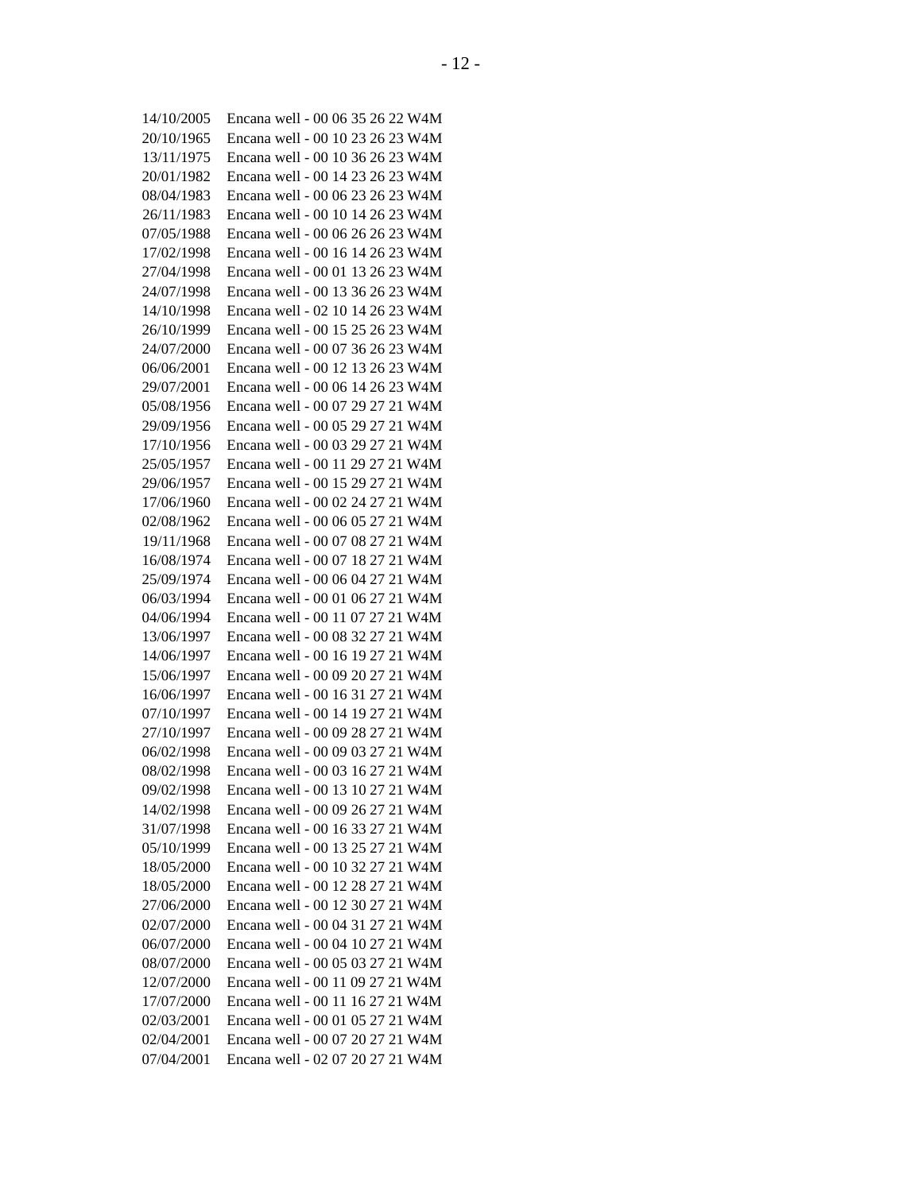14/10/2005 Encana well - 00 06 35 26 22 W4M
20/10/1965 Encana well - 00 10 23 26 23 W4M
13/11/1975 Encana well - 00 10 36 26 23 W4M
20/01/1982 Encana well - 00 14 23 26 23 W4M
08/04/1983 Encana well - 00 06 23 26 23 W4M
26/11/1983 Encana well - 00 10 14 26 23 W4M
07/05/1988 Encana well - 00 06 26 26 23 W4M
17/02/1998 Encana well - 00 16 14 26 23 W4M
27/04/1998 Encana well - 00 01 13 26 23 W4M
24/07/1998 Encana well - 00 13 36 26 23 W4M
14/10/1998 Encana well - 02 10 14 26 23 W4M
26/10/1999 Encana well - 00 15 25 26 23 W4M
24/07/2000 Encana well - 00 07 36 26 23 W4M
06/06/2001 Encana well - 00 12 13 26 23 W4M
29/07/2001 Encana well - 00 06 14 26 23 W4M
05/08/1956 Encana well - 00 07 29 27 21 W4M
29/09/1956 Encana well - 00 05 29 27 21 W4M
17/10/1956 Encana well - 00 03 29 27 21 W4M
25/05/1957 Encana well - 00 11 29 27 21 W4M
29/06/1957 Encana well - 00 15 29 27 21 W4M
17/06/1960 Encana well - 00 02 24 27 21 W4M
02/08/1962 Encana well - 00 06 05 27 21 W4M
19/11/1968 Encana well - 00 07 08 27 21 W4M
16/08/1974 Encana well - 00 07 18 27 21 W4M
25/09/1974 Encana well - 00 06 04 27 21 W4M
06/03/1994 Encana well - 00 01 06 27 21 W4M
04/06/1994 Encana well - 00 11 07 27 21 W4M
13/06/1997 Encana well - 00 08 32 27 21 W4M
14/06/1997 Encana well - 00 16 19 27 21 W4M
15/06/1997 Encana well - 00 09 20 27 21 W4M
16/06/1997 Encana well - 00 16 31 27 21 W4M
07/10/1997 Encana well - 00 14 19 27 21 W4M
27/10/1997 Encana well - 00 09 28 27 21 W4M
06/02/1998 Encana well - 00 09 03 27 21 W4M
08/02/1998 Encana well - 00 03 16 27 21 W4M
09/02/1998 Encana well - 00 13 10 27 21 W4M
14/02/1998 Encana well - 00 09 26 27 21 W4M
31/07/1998 Encana well - 00 16 33 27 21 W4M
05/10/1999 Encana well - 00 13 25 27 21 W4M
18/05/2000 Encana well - 00 10 32 27 21 W4M
18/05/2000 Encana well - 00 12 28 27 21 W4M
27/06/2000 Encana well - 00 12 30 27 21 W4M
02/07/2000 Encana well - 00 04 31 27 21 W4M
06/07/2000 Encana well - 00 04 10 27 21 W4M
08/07/2000 Encana well - 00 05 03 27 21 W4M
12/07/2000 Encana well - 00 11 09 27 21 W4M
17/07/2000 Encana well - 00 11 16 27 21 W4M
02/03/2001 Encana well - 00 01 05 27 21 W4M
02/04/2001 Encana well - 00 07 20 27 21 W4M
07/04/2001 Encana well - 02 07 20 27 21 W4M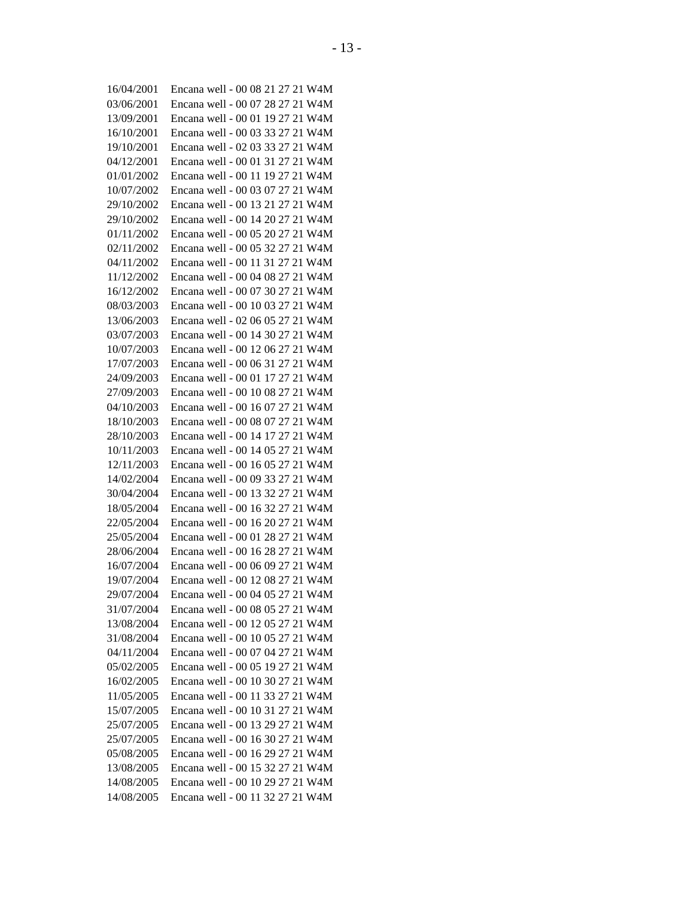16/04/2001 Encana well - 00 08 21 27 21 W4M
03/06/2001 Encana well - 00 07 28 27 21 W4M
13/09/2001 Encana well - 00 01 19 27 21 W4M
16/10/2001 Encana well - 00 03 33 27 21 W4M
19/10/2001 Encana well - 02 03 33 27 21 W4M
04/12/2001 Encana well - 00 01 31 27 21 W4M
01/01/2002 Encana well - 00 11 19 27 21 W4M
10/07/2002 Encana well - 00 03 07 27 21 W4M
29/10/2002 Encana well - 00 13 21 27 21 W4M
29/10/2002 Encana well - 00 14 20 27 21 W4M
01/11/2002 Encana well - 00 05 20 27 21 W4M
02/11/2002 Encana well - 00 05 32 27 21 W4M
04/11/2002 Encana well - 00 11 31 27 21 W4M
11/12/2002 Encana well - 00 04 08 27 21 W4M
16/12/2002 Encana well - 00 07 30 27 21 W4M
08/03/2003 Encana well - 00 10 03 27 21 W4M
13/06/2003 Encana well - 02 06 05 27 21 W4M
03/07/2003 Encana well - 00 14 30 27 21 W4M
10/07/2003 Encana well - 00 12 06 27 21 W4M
17/07/2003 Encana well - 00 06 31 27 21 W4M
24/09/2003 Encana well - 00 01 17 27 21 W4M
27/09/2003 Encana well - 00 10 08 27 21 W4M
04/10/2003 Encana well - 00 16 07 27 21 W4M
18/10/2003 Encana well - 00 08 07 27 21 W4M
28/10/2003 Encana well - 00 14 17 27 21 W4M
10/11/2003 Encana well - 00 14 05 27 21 W4M
12/11/2003 Encana well - 00 16 05 27 21 W4M
14/02/2004 Encana well - 00 09 33 27 21 W4M
30/04/2004 Encana well - 00 13 32 27 21 W4M
18/05/2004 Encana well - 00 16 32 27 21 W4M
22/05/2004 Encana well - 00 16 20 27 21 W4M
25/05/2004 Encana well - 00 01 28 27 21 W4M
28/06/2004 Encana well - 00 16 28 27 21 W4M
16/07/2004 Encana well - 00 06 09 27 21 W4M
19/07/2004 Encana well - 00 12 08 27 21 W4M
29/07/2004 Encana well - 00 04 05 27 21 W4M
31/07/2004 Encana well - 00 08 05 27 21 W4M
13/08/2004 Encana well - 00 12 05 27 21 W4M
31/08/2004 Encana well - 00 10 05 27 21 W4M
04/11/2004 Encana well - 00 07 04 27 21 W4M
05/02/2005 Encana well - 00 05 19 27 21 W4M
16/02/2005 Encana well - 00 10 30 27 21 W4M
11/05/2005 Encana well - 00 11 33 27 21 W4M
15/07/2005 Encana well - 00 10 31 27 21 W4M
25/07/2005 Encana well - 00 13 29 27 21 W4M
25/07/2005 Encana well - 00 16 30 27 21 W4M
05/08/2005 Encana well - 00 16 29 27 21 W4M
13/08/2005 Encana well - 00 15 32 27 21 W4M
14/08/2005 Encana well - 00 10 29 27 21 W4M
14/08/2005 Encana well - 00 11 32 27 21 W4M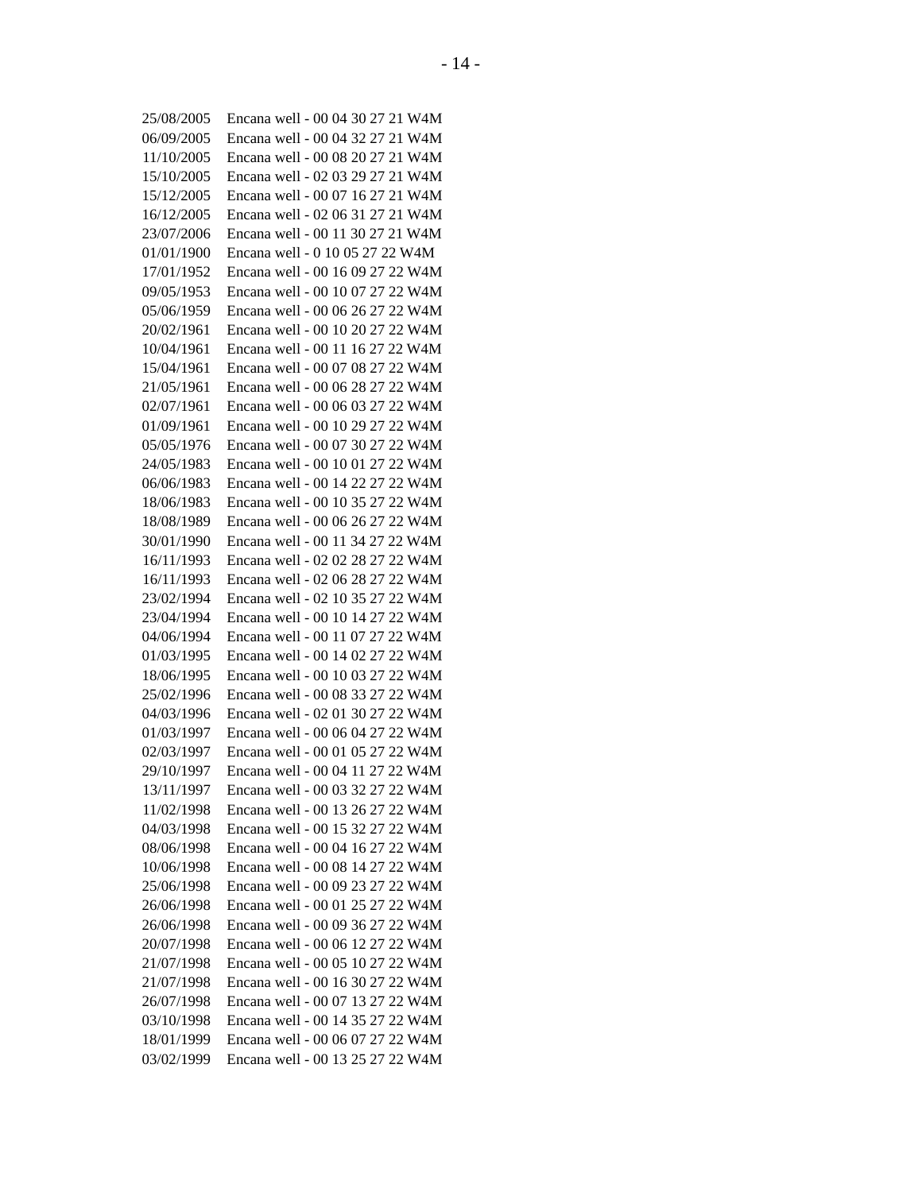25/08/2005 Encana well - 00 04 30 27 21 W4M
06/09/2005 Encana well - 00 04 32 27 21 W4M
11/10/2005 Encana well - 00 08 20 27 21 W4M
15/10/2005 Encana well - 02 03 29 27 21 W4M
15/12/2005 Encana well - 00 07 16 27 21 W4M
16/12/2005 Encana well - 02 06 31 27 21 W4M
23/07/2006 Encana well - 00 11 30 27 21 W4M
01/01/1900 Encana well - 0 10 05 27 22 W4M
17/01/1952 Encana well - 00 16 09 27 22 W4M
09/05/1953 Encana well - 00 10 07 27 22 W4M
05/06/1959 Encana well - 00 06 26 27 22 W4M
20/02/1961 Encana well - 00 10 20 27 22 W4M
10/04/1961 Encana well - 00 11 16 27 22 W4M
15/04/1961 Encana well - 00 07 08 27 22 W4M
21/05/1961 Encana well - 00 06 28 27 22 W4M
02/07/1961 Encana well - 00 06 03 27 22 W4M
01/09/1961 Encana well - 00 10 29 27 22 W4M
05/05/1976 Encana well - 00 07 30 27 22 W4M
24/05/1983 Encana well - 00 10 01 27 22 W4M
06/06/1983 Encana well - 00 14 22 27 22 W4M
18/06/1983 Encana well - 00 10 35 27 22 W4M
18/08/1989 Encana well - 00 06 26 27 22 W4M
30/01/1990 Encana well - 00 11 34 27 22 W4M
16/11/1993 Encana well - 02 02 28 27 22 W4M
16/11/1993 Encana well - 02 06 28 27 22 W4M
23/02/1994 Encana well - 02 10 35 27 22 W4M
23/04/1994 Encana well - 00 10 14 27 22 W4M
04/06/1994 Encana well - 00 11 07 27 22 W4M
01/03/1995 Encana well - 00 14 02 27 22 W4M
18/06/1995 Encana well - 00 10 03 27 22 W4M
25/02/1996 Encana well - 00 08 33 27 22 W4M
04/03/1996 Encana well - 02 01 30 27 22 W4M
01/03/1997 Encana well - 00 06 04 27 22 W4M
02/03/1997 Encana well - 00 01 05 27 22 W4M
29/10/1997 Encana well - 00 04 11 27 22 W4M
13/11/1997 Encana well - 00 03 32 27 22 W4M
11/02/1998 Encana well - 00 13 26 27 22 W4M
04/03/1998 Encana well - 00 15 32 27 22 W4M
08/06/1998 Encana well - 00 04 16 27 22 W4M
10/06/1998 Encana well - 00 08 14 27 22 W4M
25/06/1998 Encana well - 00 09 23 27 22 W4M
26/06/1998 Encana well - 00 01 25 27 22 W4M
26/06/1998 Encana well - 00 09 36 27 22 W4M
20/07/1998 Encana well - 00 06 12 27 22 W4M
21/07/1998 Encana well - 00 05 10 27 22 W4M
21/07/1998 Encana well - 00 16 30 27 22 W4M
26/07/1998 Encana well - 00 07 13 27 22 W4M
03/10/1998 Encana well - 00 14 35 27 22 W4M
18/01/1999 Encana well - 00 06 07 27 22 W4M
03/02/1999 Encana well - 00 13 25 27 22 W4M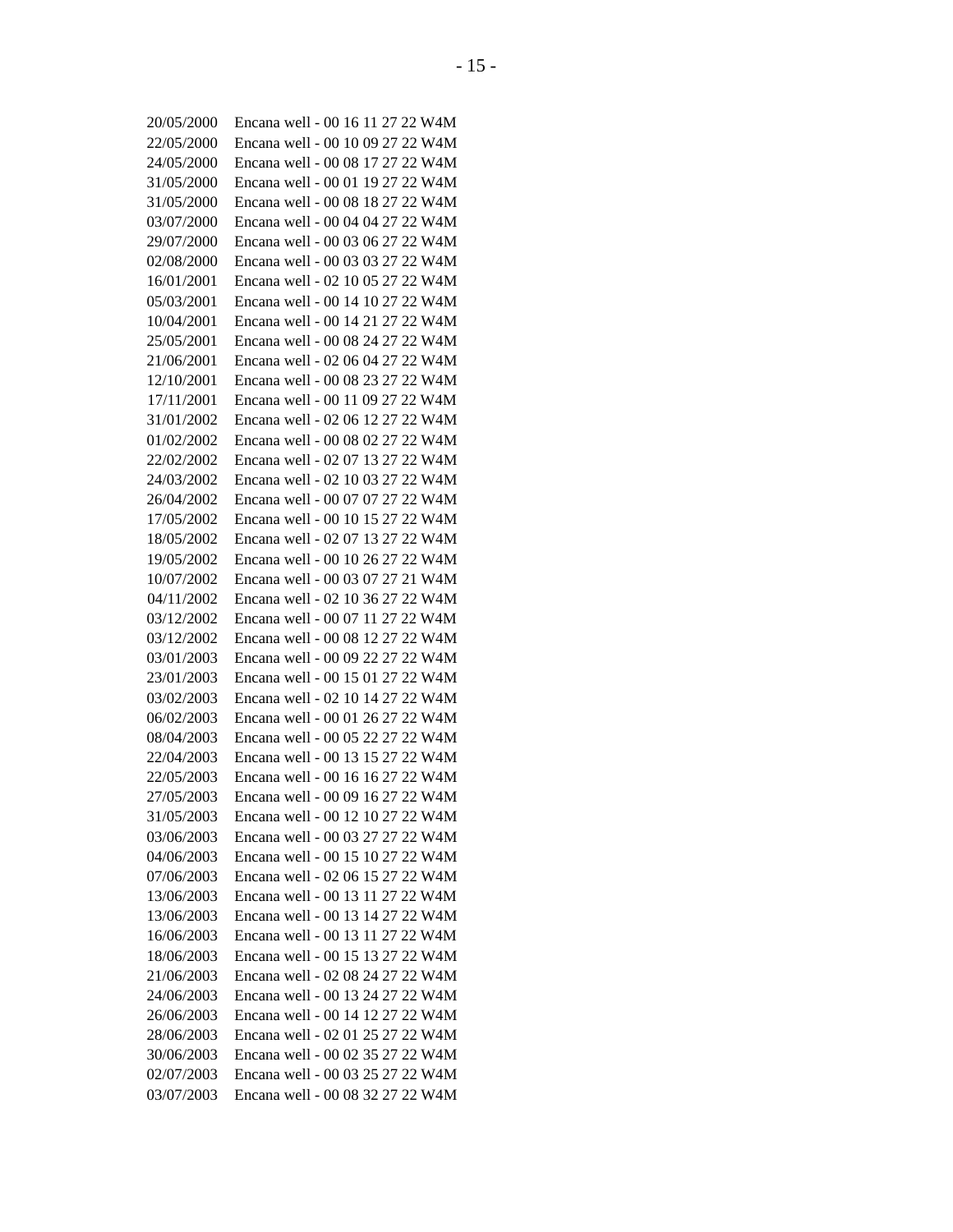| | |
|---|---|
| 20/05/2000 | Encana well - 00 16 11 27 22 W4M |
| 22/05/2000 | Encana well - 00 10 09 27 22 W4M |
| 24/05/2000 | Encana well - 00 08 17 27 22 W4M |
| 31/05/2000 | Encana well - 00 01 19 27 22 W4M |
| 31/05/2000 | Encana well - 00 08 18 27 22 W4M |
| 03/07/2000 | Encana well - 00 04 04 27 22 W4M |
| 29/07/2000 | Encana well - 00 03 06 27 22 W4M |
| 02/08/2000 | Encana well - 00 03 03 27 22 W4M |
| 16/01/2001 | Encana well - 02 10 05 27 22 W4M |
| 05/03/2001 | Encana well - 00 14 10 27 22 W4M |
| 10/04/2001 | Encana well - 00 14 21 27 22 W4M |
| 25/05/2001 | Encana well - 00 08 24 27 22 W4M |
| 21/06/2001 | Encana well - 02 06 04 27 22 W4M |
| 12/10/2001 | Encana well - 00 08 23 27 22 W4M |
| 17/11/2001 | Encana well - 00 11 09 27 22 W4M |
| 31/01/2002 | Encana well - 02 06 12 27 22 W4M |
| 01/02/2002 | Encana well - 00 08 02 27 22 W4M |
| 22/02/2002 | Encana well - 02 07 13 27 22 W4M |
| 24/03/2002 | Encana well - 02 10 03 27 22 W4M |
| 26/04/2002 | Encana well - 00 07 07 27 22 W4M |
| 17/05/2002 | Encana well - 00 10 15 27 22 W4M |
| 18/05/2002 | Encana well - 02 07 13 27 22 W4M |
| 19/05/2002 | Encana well - 00 10 26 27 22 W4M |
| 10/07/2002 | Encana well - 00 03 07 27 21 W4M |
| 04/11/2002 | Encana well - 02 10 36 27 22 W4M |
| 03/12/2002 | Encana well - 00 07 11 27 22 W4M |
| 03/12/2002 | Encana well - 00 08 12 27 22 W4M |
| 03/01/2003 | Encana well - 00 09 22 27 22 W4M |
| 23/01/2003 | Encana well - 00 15 01 27 22 W4M |
| 03/02/2003 | Encana well - 02 10 14 27 22 W4M |
| 06/02/2003 | Encana well - 00 01 26 27 22 W4M |
| 08/04/2003 | Encana well - 00 05 22 27 22 W4M |
| 22/04/2003 | Encana well - 00 13 15 27 22 W4M |
| 22/05/2003 | Encana well - 00 16 16 27 22 W4M |
| 27/05/2003 | Encana well - 00 09 16 27 22 W4M |
| 31/05/2003 | Encana well - 00 12 10 27 22 W4M |
| 03/06/2003 | Encana well - 00 03 27 27 22 W4M |
| 04/06/2003 | Encana well - 00 15 10 27 22 W4M |
| 07/06/2003 | Encana well - 02 06 15 27 22 W4M |
| 13/06/2003 | Encana well - 00 13 11 27 22 W4M |
| 13/06/2003 | Encana well - 00 13 14 27 22 W4M |
| 16/06/2003 | Encana well - 00 13 11 27 22 W4M |
| 18/06/2003 | Encana well - 00 15 13 27 22 W4M |
| 21/06/2003 | Encana well - 02 08 24 27 22 W4M |
| 24/06/2003 | Encana well - 00 13 24 27 22 W4M |
| 26/06/2003 | Encana well - 00 14 12 27 22 W4M |
| 28/06/2003 | Encana well - 02 01 25 27 22 W4M |
| 30/06/2003 | Encana well - 00 02 35 27 22 W4M |
| 02/07/2003 | Encana well - 00 03 25 27 22 W4M |
| 03/07/2003 | Encana well - 00 08 32 27 22 W4M |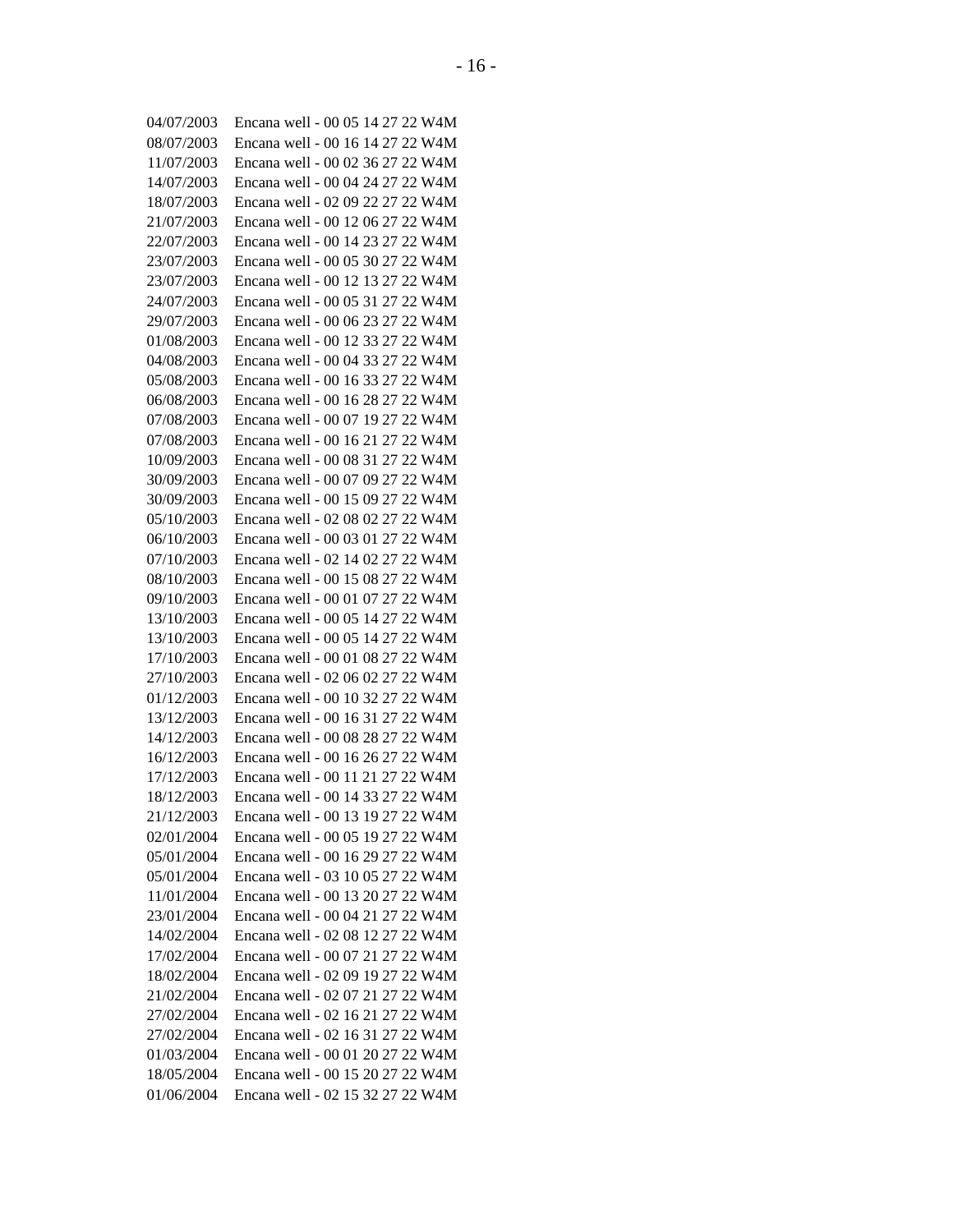04/07/2003 Encana well - 00 05 14 27 22 W4M
08/07/2003 Encana well - 00 16 14 27 22 W4M
11/07/2003 Encana well - 00 02 36 27 22 W4M
14/07/2003 Encana well - 00 04 24 27 22 W4M
18/07/2003 Encana well - 02 09 22 27 22 W4M
21/07/2003 Encana well - 00 12 06 27 22 W4M
22/07/2003 Encana well - 00 14 23 27 22 W4M
23/07/2003 Encana well - 00 05 30 27 22 W4M
23/07/2003 Encana well - 00 12 13 27 22 W4M
24/07/2003 Encana well - 00 05 31 27 22 W4M
29/07/2003 Encana well - 00 06 23 27 22 W4M
01/08/2003 Encana well - 00 12 33 27 22 W4M
04/08/2003 Encana well - 00 04 33 27 22 W4M
05/08/2003 Encana well - 00 16 33 27 22 W4M
06/08/2003 Encana well - 00 16 28 27 22 W4M
07/08/2003 Encana well - 00 07 19 27 22 W4M
07/08/2003 Encana well - 00 16 21 27 22 W4M
10/09/2003 Encana well - 00 08 31 27 22 W4M
30/09/2003 Encana well - 00 07 09 27 22 W4M
30/09/2003 Encana well - 00 15 09 27 22 W4M
05/10/2003 Encana well - 02 08 02 27 22 W4M
06/10/2003 Encana well - 00 03 01 27 22 W4M
07/10/2003 Encana well - 02 14 02 27 22 W4M
08/10/2003 Encana well - 00 15 08 27 22 W4M
09/10/2003 Encana well - 00 01 07 27 22 W4M
13/10/2003 Encana well - 00 05 14 27 22 W4M
13/10/2003 Encana well - 00 05 14 27 22 W4M
17/10/2003 Encana well - 00 01 08 27 22 W4M
27/10/2003 Encana well - 02 06 02 27 22 W4M
01/12/2003 Encana well - 00 10 32 27 22 W4M
13/12/2003 Encana well - 00 16 31 27 22 W4M
14/12/2003 Encana well - 00 08 28 27 22 W4M
16/12/2003 Encana well - 00 16 26 27 22 W4M
17/12/2003 Encana well - 00 11 21 27 22 W4M
18/12/2003 Encana well - 00 14 33 27 22 W4M
21/12/2003 Encana well - 00 13 19 27 22 W4M
02/01/2004 Encana well - 00 05 19 27 22 W4M
05/01/2004 Encana well - 00 16 29 27 22 W4M
05/01/2004 Encana well - 03 10 05 27 22 W4M
11/01/2004 Encana well - 00 13 20 27 22 W4M
23/01/2004 Encana well - 00 04 21 27 22 W4M
14/02/2004 Encana well - 02 08 12 27 22 W4M
17/02/2004 Encana well - 00 07 21 27 22 W4M
18/02/2004 Encana well - 02 09 19 27 22 W4M
21/02/2004 Encana well - 02 07 21 27 22 W4M
27/02/2004 Encana well - 02 16 21 27 22 W4M
27/02/2004 Encana well - 02 16 31 27 22 W4M
01/03/2004 Encana well - 00 01 20 27 22 W4M
18/05/2004 Encana well - 00 15 20 27 22 W4M
01/06/2004 Encana well - 02 15 32 27 22 W4M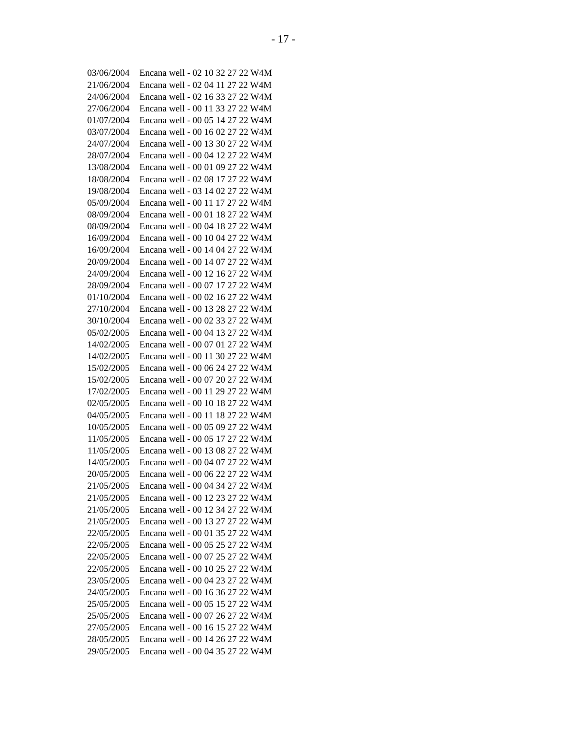03/06/2004 Encana well - 02 10 32 27 22 W4M
21/06/2004 Encana well - 02 04 11 27 22 W4M
24/06/2004 Encana well - 02 16 33 27 22 W4M
27/06/2004 Encana well - 00 11 33 27 22 W4M
01/07/2004 Encana well - 00 05 14 27 22 W4M
03/07/2004 Encana well - 00 16 02 27 22 W4M
24/07/2004 Encana well - 00 13 30 27 22 W4M
28/07/2004 Encana well - 00 04 12 27 22 W4M
13/08/2004 Encana well - 00 01 09 27 22 W4M
18/08/2004 Encana well - 02 08 17 27 22 W4M
19/08/2004 Encana well - 03 14 02 27 22 W4M
05/09/2004 Encana well - 00 11 17 27 22 W4M
08/09/2004 Encana well - 00 01 18 27 22 W4M
08/09/2004 Encana well - 00 04 18 27 22 W4M
16/09/2004 Encana well - 00 10 04 27 22 W4M
16/09/2004 Encana well - 00 14 04 27 22 W4M
20/09/2004 Encana well - 00 14 07 27 22 W4M
24/09/2004 Encana well - 00 12 16 27 22 W4M
28/09/2004 Encana well - 00 07 17 27 22 W4M
01/10/2004 Encana well - 00 02 16 27 22 W4M
27/10/2004 Encana well - 00 13 28 27 22 W4M
30/10/2004 Encana well - 00 02 33 27 22 W4M
05/02/2005 Encana well - 00 04 13 27 22 W4M
14/02/2005 Encana well - 00 07 01 27 22 W4M
14/02/2005 Encana well - 00 11 30 27 22 W4M
15/02/2005 Encana well - 00 06 24 27 22 W4M
15/02/2005 Encana well - 00 07 20 27 22 W4M
17/02/2005 Encana well - 00 11 29 27 22 W4M
02/05/2005 Encana well - 00 10 18 27 22 W4M
04/05/2005 Encana well - 00 11 18 27 22 W4M
10/05/2005 Encana well - 00 05 09 27 22 W4M
11/05/2005 Encana well - 00 05 17 27 22 W4M
11/05/2005 Encana well - 00 13 08 27 22 W4M
14/05/2005 Encana well - 00 04 07 27 22 W4M
20/05/2005 Encana well - 00 06 22 27 22 W4M
21/05/2005 Encana well - 00 04 34 27 22 W4M
21/05/2005 Encana well - 00 12 23 27 22 W4M
21/05/2005 Encana well - 00 12 34 27 22 W4M
21/05/2005 Encana well - 00 13 27 27 22 W4M
22/05/2005 Encana well - 00 01 35 27 22 W4M
22/05/2005 Encana well - 00 05 25 27 22 W4M
22/05/2005 Encana well - 00 07 25 27 22 W4M
22/05/2005 Encana well - 00 10 25 27 22 W4M
23/05/2005 Encana well - 00 04 23 27 22 W4M
24/05/2005 Encana well - 00 16 36 27 22 W4M
25/05/2005 Encana well - 00 05 15 27 22 W4M
25/05/2005 Encana well - 00 07 26 27 22 W4M
27/05/2005 Encana well - 00 16 15 27 22 W4M
28/05/2005 Encana well - 00 14 26 27 22 W4M
29/05/2005 Encana well - 00 04 35 27 22 W4M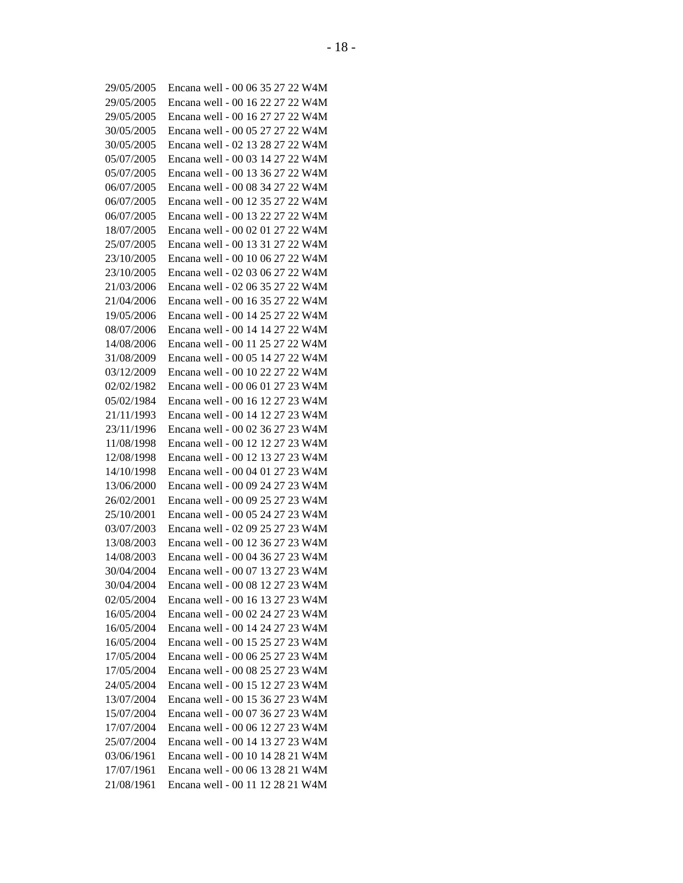29/05/2005 Encana well - 00 06 35 27 22 W4M
29/05/2005 Encana well - 00 16 22 27 22 W4M
29/05/2005 Encana well - 00 16 27 27 22 W4M
30/05/2005 Encana well - 00 05 27 27 22 W4M
30/05/2005 Encana well - 02 13 28 27 22 W4M
05/07/2005 Encana well - 00 03 14 27 22 W4M
05/07/2005 Encana well - 00 13 36 27 22 W4M
06/07/2005 Encana well - 00 08 34 27 22 W4M
06/07/2005 Encana well - 00 12 35 27 22 W4M
06/07/2005 Encana well - 00 13 22 27 22 W4M
18/07/2005 Encana well - 00 02 01 27 22 W4M
25/07/2005 Encana well - 00 13 31 27 22 W4M
23/10/2005 Encana well - 00 10 06 27 22 W4M
23/10/2005 Encana well - 02 03 06 27 22 W4M
21/03/2006 Encana well - 02 06 35 27 22 W4M
21/04/2006 Encana well - 00 16 35 27 22 W4M
19/05/2006 Encana well - 00 14 25 27 22 W4M
08/07/2006 Encana well - 00 14 14 27 22 W4M
14/08/2006 Encana well - 00 11 25 27 22 W4M
31/08/2009 Encana well - 00 05 14 27 22 W4M
03/12/2009 Encana well - 00 10 22 27 22 W4M
02/02/1982 Encana well - 00 06 01 27 23 W4M
05/02/1984 Encana well - 00 16 12 27 23 W4M
21/11/1993 Encana well - 00 14 12 27 23 W4M
23/11/1996 Encana well - 00 02 36 27 23 W4M
11/08/1998 Encana well - 00 12 12 27 23 W4M
12/08/1998 Encana well - 00 12 13 27 23 W4M
14/10/1998 Encana well - 00 04 01 27 23 W4M
13/06/2000 Encana well - 00 09 24 27 23 W4M
26/02/2001 Encana well - 00 09 25 27 23 W4M
25/10/2001 Encana well - 00 05 24 27 23 W4M
03/07/2003 Encana well - 02 09 25 27 23 W4M
13/08/2003 Encana well - 00 12 36 27 23 W4M
14/08/2003 Encana well - 00 04 36 27 23 W4M
30/04/2004 Encana well - 00 07 13 27 23 W4M
30/04/2004 Encana well - 00 08 12 27 23 W4M
02/05/2004 Encana well - 00 16 13 27 23 W4M
16/05/2004 Encana well - 00 02 24 27 23 W4M
16/05/2004 Encana well - 00 14 24 27 23 W4M
16/05/2004 Encana well - 00 15 25 27 23 W4M
17/05/2004 Encana well - 00 06 25 27 23 W4M
17/05/2004 Encana well - 00 08 25 27 23 W4M
24/05/2004 Encana well - 00 15 12 27 23 W4M
13/07/2004 Encana well - 00 15 36 27 23 W4M
15/07/2004 Encana well - 00 07 36 27 23 W4M
17/07/2004 Encana well - 00 06 12 27 23 W4M
25/07/2004 Encana well - 00 14 13 27 23 W4M
03/06/1961 Encana well - 00 10 14 28 21 W4M
17/07/1961 Encana well - 00 06 13 28 21 W4M
21/08/1961 Encana well - 00 11 12 28 21 W4M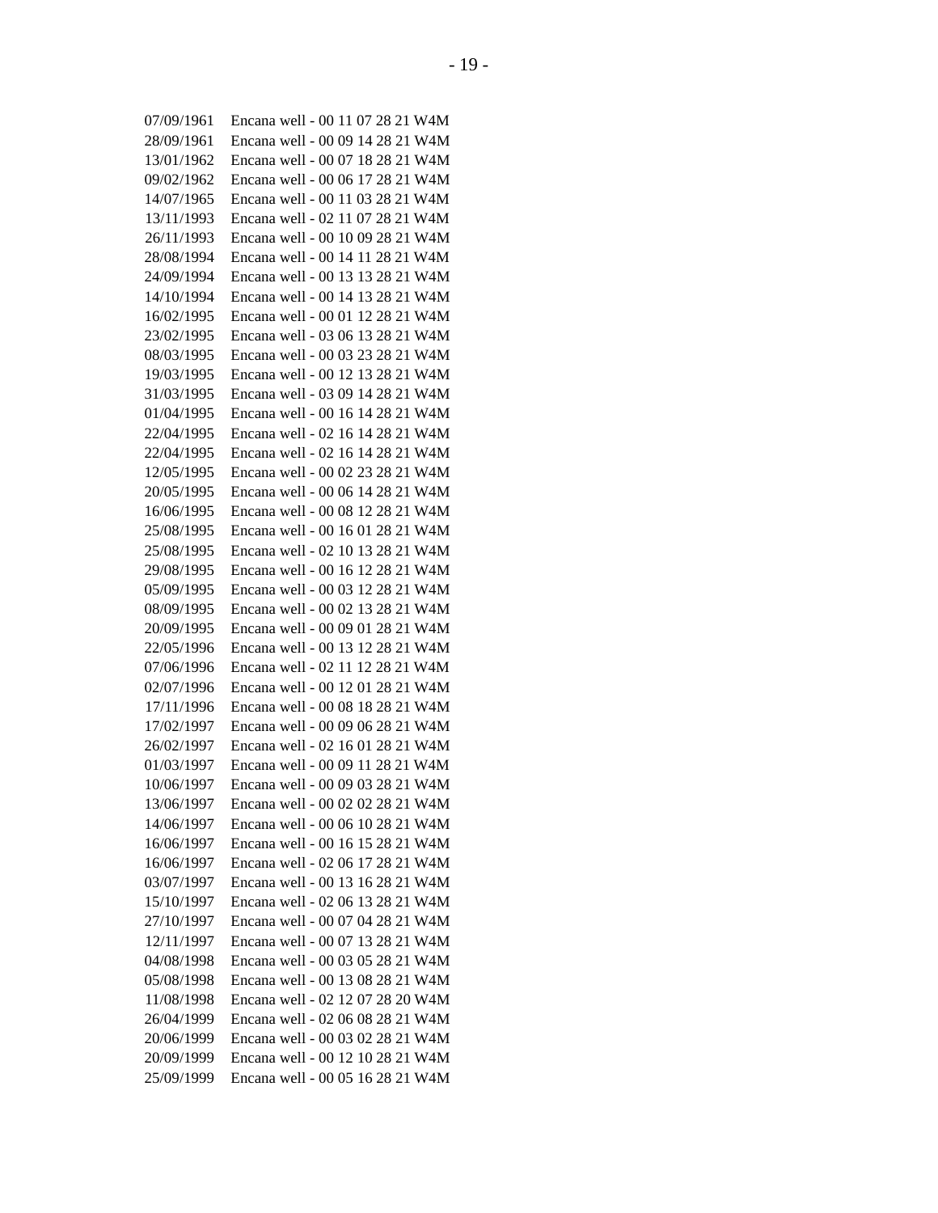07/09/1961 Encana well - 00 11 07 28 21 W4M
28/09/1961 Encana well - 00 09 14 28 21 W4M
13/01/1962 Encana well - 00 07 18 28 21 W4M
09/02/1962 Encana well - 00 06 17 28 21 W4M
14/07/1965 Encana well - 00 11 03 28 21 W4M
13/11/1993 Encana well - 02 11 07 28 21 W4M
26/11/1993 Encana well - 00 10 09 28 21 W4M
28/08/1994 Encana well - 00 14 11 28 21 W4M
24/09/1994 Encana well - 00 13 13 28 21 W4M
14/10/1994 Encana well - 00 14 13 28 21 W4M
16/02/1995 Encana well - 00 01 12 28 21 W4M
23/02/1995 Encana well - 03 06 13 28 21 W4M
08/03/1995 Encana well - 00 03 23 28 21 W4M
19/03/1995 Encana well - 00 12 13 28 21 W4M
31/03/1995 Encana well - 03 09 14 28 21 W4M
01/04/1995 Encana well - 00 16 14 28 21 W4M
22/04/1995 Encana well - 02 16 14 28 21 W4M
22/04/1995 Encana well - 02 16 14 28 21 W4M
12/05/1995 Encana well - 00 02 23 28 21 W4M
20/05/1995 Encana well - 00 06 14 28 21 W4M
16/06/1995 Encana well - 00 08 12 28 21 W4M
25/08/1995 Encana well - 00 16 01 28 21 W4M
25/08/1995 Encana well - 02 10 13 28 21 W4M
29/08/1995 Encana well - 00 16 12 28 21 W4M
05/09/1995 Encana well - 00 03 12 28 21 W4M
08/09/1995 Encana well - 00 02 13 28 21 W4M
20/09/1995 Encana well - 00 09 01 28 21 W4M
22/05/1996 Encana well - 00 13 12 28 21 W4M
07/06/1996 Encana well - 02 11 12 28 21 W4M
02/07/1996 Encana well - 00 12 01 28 21 W4M
17/11/1996 Encana well - 00 08 18 28 21 W4M
17/02/1997 Encana well - 00 09 06 28 21 W4M
26/02/1997 Encana well - 02 16 01 28 21 W4M
01/03/1997 Encana well - 00 09 11 28 21 W4M
10/06/1997 Encana well - 00 09 03 28 21 W4M
13/06/1997 Encana well - 00 02 02 28 21 W4M
14/06/1997 Encana well - 00 06 10 28 21 W4M
16/06/1997 Encana well - 00 16 15 28 21 W4M
16/06/1997 Encana well - 02 06 17 28 21 W4M
03/07/1997 Encana well - 00 13 16 28 21 W4M
15/10/1997 Encana well - 02 06 13 28 21 W4M
27/10/1997 Encana well - 00 07 04 28 21 W4M
12/11/1997 Encana well - 00 07 13 28 21 W4M
04/08/1998 Encana well - 00 03 05 28 21 W4M
05/08/1998 Encana well - 00 13 08 28 21 W4M
11/08/1998 Encana well - 02 12 07 28 20 W4M
26/04/1999 Encana well - 02 06 08 28 21 W4M
20/06/1999 Encana well - 00 03 02 28 21 W4M
20/09/1999 Encana well - 00 12 10 28 21 W4M
25/09/1999 Encana well - 00 05 16 28 21 W4M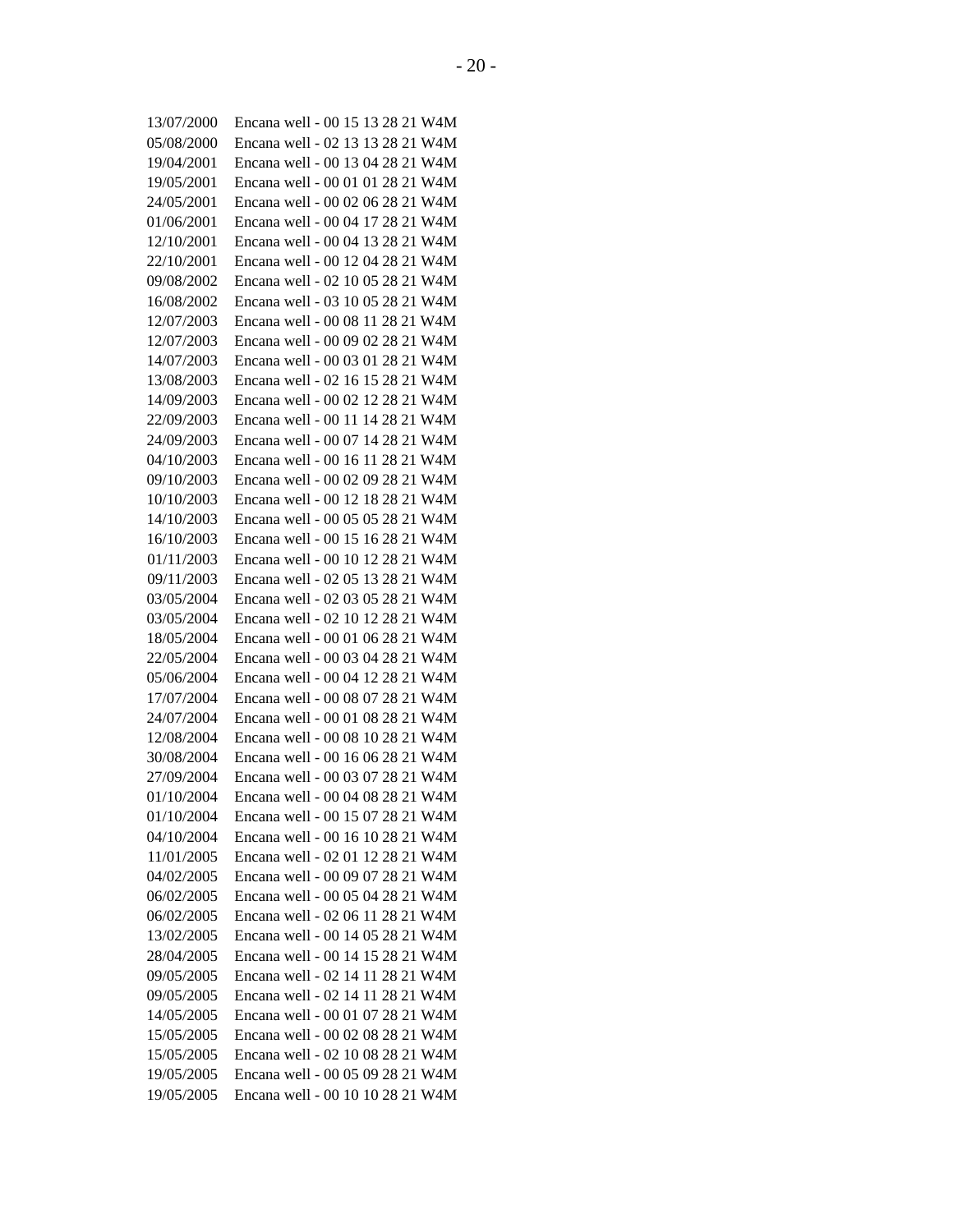13/07/2000 Encana well - 00 15 13 28 21 W4M
05/08/2000 Encana well - 02 13 13 28 21 W4M
19/04/2001 Encana well - 00 13 04 28 21 W4M
19/05/2001 Encana well - 00 01 01 28 21 W4M
24/05/2001 Encana well - 00 02 06 28 21 W4M
01/06/2001 Encana well - 00 04 17 28 21 W4M
12/10/2001 Encana well - 00 04 13 28 21 W4M
22/10/2001 Encana well - 00 12 04 28 21 W4M
09/08/2002 Encana well - 02 10 05 28 21 W4M
16/08/2002 Encana well - 03 10 05 28 21 W4M
12/07/2003 Encana well - 00 08 11 28 21 W4M
12/07/2003 Encana well - 00 09 02 28 21 W4M
14/07/2003 Encana well - 00 03 01 28 21 W4M
13/08/2003 Encana well - 02 16 15 28 21 W4M
14/09/2003 Encana well - 00 02 12 28 21 W4M
22/09/2003 Encana well - 00 11 14 28 21 W4M
24/09/2003 Encana well - 00 07 14 28 21 W4M
04/10/2003 Encana well - 00 16 11 28 21 W4M
09/10/2003 Encana well - 00 02 09 28 21 W4M
10/10/2003 Encana well - 00 12 18 28 21 W4M
14/10/2003 Encana well - 00 05 05 28 21 W4M
16/10/2003 Encana well - 00 15 16 28 21 W4M
01/11/2003 Encana well - 00 10 12 28 21 W4M
09/11/2003 Encana well - 02 05 13 28 21 W4M
03/05/2004 Encana well - 02 03 05 28 21 W4M
03/05/2004 Encana well - 02 10 12 28 21 W4M
18/05/2004 Encana well - 00 01 06 28 21 W4M
22/05/2004 Encana well - 00 03 04 28 21 W4M
05/06/2004 Encana well - 00 04 12 28 21 W4M
17/07/2004 Encana well - 00 08 07 28 21 W4M
24/07/2004 Encana well - 00 01 08 28 21 W4M
12/08/2004 Encana well - 00 08 10 28 21 W4M
30/08/2004 Encana well - 00 16 06 28 21 W4M
27/09/2004 Encana well - 00 03 07 28 21 W4M
01/10/2004 Encana well - 00 04 08 28 21 W4M
01/10/2004 Encana well - 00 15 07 28 21 W4M
04/10/2004 Encana well - 00 16 10 28 21 W4M
11/01/2005 Encana well - 02 01 12 28 21 W4M
04/02/2005 Encana well - 00 09 07 28 21 W4M
06/02/2005 Encana well - 00 05 04 28 21 W4M
06/02/2005 Encana well - 02 06 11 28 21 W4M
13/02/2005 Encana well - 00 14 05 28 21 W4M
28/04/2005 Encana well - 00 14 15 28 21 W4M
09/05/2005 Encana well - 02 14 11 28 21 W4M
09/05/2005 Encana well - 02 14 11 28 21 W4M
14/05/2005 Encana well - 00 01 07 28 21 W4M
15/05/2005 Encana well - 00 02 08 28 21 W4M
15/05/2005 Encana well - 02 10 08 28 21 W4M
19/05/2005 Encana well - 00 05 09 28 21 W4M
19/05/2005 Encana well - 00 10 10 28 21 W4M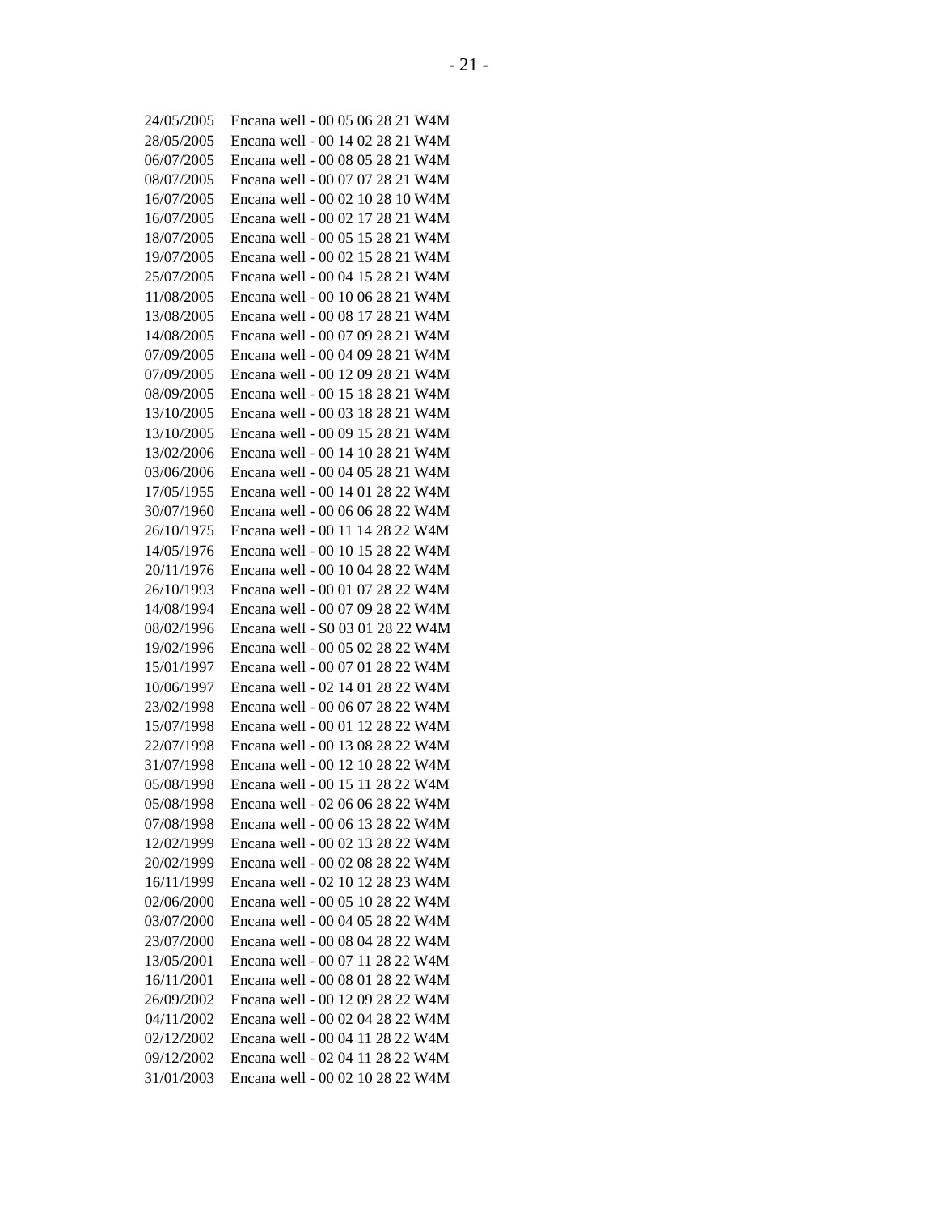24/05/2005 Encana well - 00 05 06 28 21 W4M
28/05/2005 Encana well - 00 14 02 28 21 W4M
06/07/2005 Encana well - 00 08 05 28 21 W4M
08/07/2005 Encana well - 00 07 07 28 21 W4M
16/07/2005 Encana well - 00 02 10 28 10 W4M
16/07/2005 Encana well - 00 02 17 28 21 W4M
18/07/2005 Encana well - 00 05 15 28 21 W4M
19/07/2005 Encana well - 00 02 15 28 21 W4M
25/07/2005 Encana well - 00 04 15 28 21 W4M
11/08/2005 Encana well - 00 10 06 28 21 W4M
13/08/2005 Encana well - 00 08 17 28 21 W4M
14/08/2005 Encana well - 00 07 09 28 21 W4M
07/09/2005 Encana well - 00 04 09 28 21 W4M
07/09/2005 Encana well - 00 12 09 28 21 W4M
08/09/2005 Encana well - 00 15 18 28 21 W4M
13/10/2005 Encana well - 00 03 18 28 21 W4M
13/10/2005 Encana well - 00 09 15 28 21 W4M
13/02/2006 Encana well - 00 14 10 28 21 W4M
03/06/2006 Encana well - 00 04 05 28 21 W4M
17/05/1955 Encana well - 00 14 01 28 22 W4M
30/07/1960 Encana well - 00 06 06 28 22 W4M
26/10/1975 Encana well - 00 11 14 28 22 W4M
14/05/1976 Encana well - 00 10 15 28 22 W4M
20/11/1976 Encana well - 00 10 04 28 22 W4M
26/10/1993 Encana well - 00 01 07 28 22 W4M
14/08/1994 Encana well - 00 07 09 28 22 W4M
08/02/1996 Encana well - S0 03 01 28 22 W4M
19/02/1996 Encana well - 00 05 02 28 22 W4M
15/01/1997 Encana well - 00 07 01 28 22 W4M
10/06/1997 Encana well - 02 14 01 28 22 W4M
23/02/1998 Encana well - 00 06 07 28 22 W4M
15/07/1998 Encana well - 00 01 12 28 22 W4M
22/07/1998 Encana well - 00 13 08 28 22 W4M
31/07/1998 Encana well - 00 12 10 28 22 W4M
05/08/1998 Encana well - 00 15 11 28 22 W4M
05/08/1998 Encana well - 02 06 06 28 22 W4M
07/08/1998 Encana well - 00 06 13 28 22 W4M
12/02/1999 Encana well - 00 02 13 28 22 W4M
20/02/1999 Encana well - 00 02 08 28 22 W4M
16/11/1999 Encana well - 02 10 12 28 23 W4M
02/06/2000 Encana well - 00 05 10 28 22 W4M
03/07/2000 Encana well - 00 04 05 28 22 W4M
23/07/2000 Encana well - 00 08 04 28 22 W4M
13/05/2001 Encana well - 00 07 11 28 22 W4M
16/11/2001 Encana well - 00 08 01 28 22 W4M
26/09/2002 Encana well - 00 12 09 28 22 W4M
04/11/2002 Encana well - 00 02 04 28 22 W4M
02/12/2002 Encana well - 00 04 11 28 22 W4M
09/12/2002 Encana well - 02 04 11 28 22 W4M
31/01/2003 Encana well - 00 02 10 28 22 W4M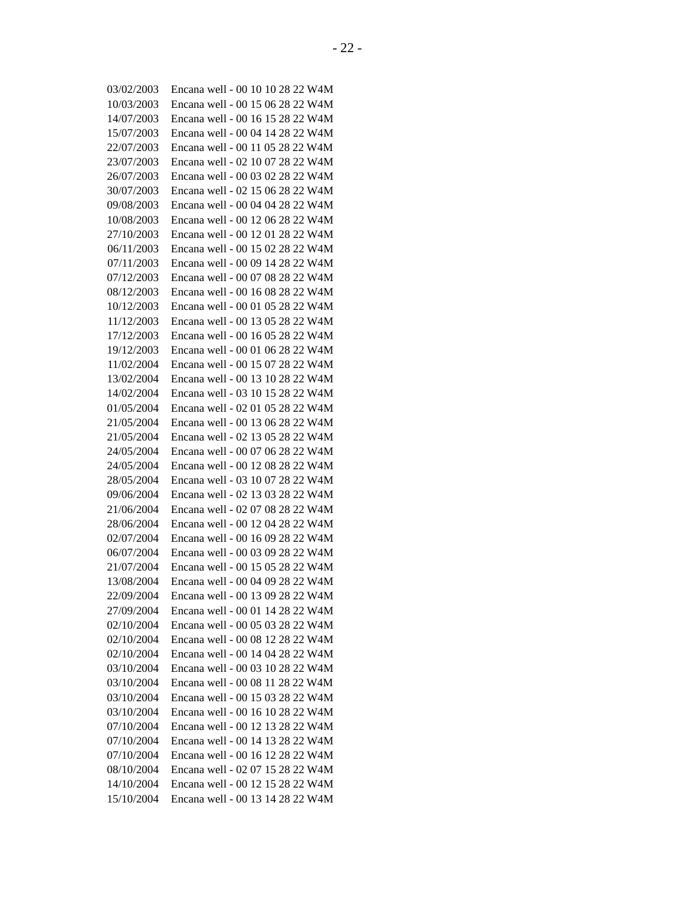03/02/2003 Encana well - 00 10 10 28 22 W4M
10/03/2003 Encana well - 00 15 06 28 22 W4M
14/07/2003 Encana well - 00 16 15 28 22 W4M
15/07/2003 Encana well - 00 04 14 28 22 W4M
22/07/2003 Encana well - 00 11 05 28 22 W4M
23/07/2003 Encana well - 02 10 07 28 22 W4M
26/07/2003 Encana well - 00 03 02 28 22 W4M
30/07/2003 Encana well - 02 15 06 28 22 W4M
09/08/2003 Encana well - 00 04 04 28 22 W4M
10/08/2003 Encana well - 00 12 06 28 22 W4M
27/10/2003 Encana well - 00 12 01 28 22 W4M
06/11/2003 Encana well - 00 15 02 28 22 W4M
07/11/2003 Encana well - 00 09 14 28 22 W4M
07/12/2003 Encana well - 00 07 08 28 22 W4M
08/12/2003 Encana well - 00 16 08 28 22 W4M
10/12/2003 Encana well - 00 01 05 28 22 W4M
11/12/2003 Encana well - 00 13 05 28 22 W4M
17/12/2003 Encana well - 00 16 05 28 22 W4M
19/12/2003 Encana well - 00 01 06 28 22 W4M
11/02/2004 Encana well - 00 15 07 28 22 W4M
13/02/2004 Encana well - 00 13 10 28 22 W4M
14/02/2004 Encana well - 03 10 15 28 22 W4M
01/05/2004 Encana well - 02 01 05 28 22 W4M
21/05/2004 Encana well - 00 13 06 28 22 W4M
21/05/2004 Encana well - 02 13 05 28 22 W4M
24/05/2004 Encana well - 00 07 06 28 22 W4M
24/05/2004 Encana well - 00 12 08 28 22 W4M
28/05/2004 Encana well - 03 10 07 28 22 W4M
09/06/2004 Encana well - 02 13 03 28 22 W4M
21/06/2004 Encana well - 02 07 08 28 22 W4M
28/06/2004 Encana well - 00 12 04 28 22 W4M
02/07/2004 Encana well - 00 16 09 28 22 W4M
06/07/2004 Encana well - 00 03 09 28 22 W4M
21/07/2004 Encana well - 00 15 05 28 22 W4M
13/08/2004 Encana well - 00 04 09 28 22 W4M
22/09/2004 Encana well - 00 13 09 28 22 W4M
27/09/2004 Encana well - 00 01 14 28 22 W4M
02/10/2004 Encana well - 00 05 03 28 22 W4M
02/10/2004 Encana well - 00 08 12 28 22 W4M
02/10/2004 Encana well - 00 14 04 28 22 W4M
03/10/2004 Encana well - 00 03 10 28 22 W4M
03/10/2004 Encana well - 00 08 11 28 22 W4M
03/10/2004 Encana well - 00 15 03 28 22 W4M
03/10/2004 Encana well - 00 16 10 28 22 W4M
07/10/2004 Encana well - 00 12 13 28 22 W4M
07/10/2004 Encana well - 00 14 13 28 22 W4M
07/10/2004 Encana well - 00 16 12 28 22 W4M
08/10/2004 Encana well - 02 07 15 28 22 W4M
14/10/2004 Encana well - 00 12 15 28 22 W4M
15/10/2004 Encana well - 00 13 14 28 22 W4M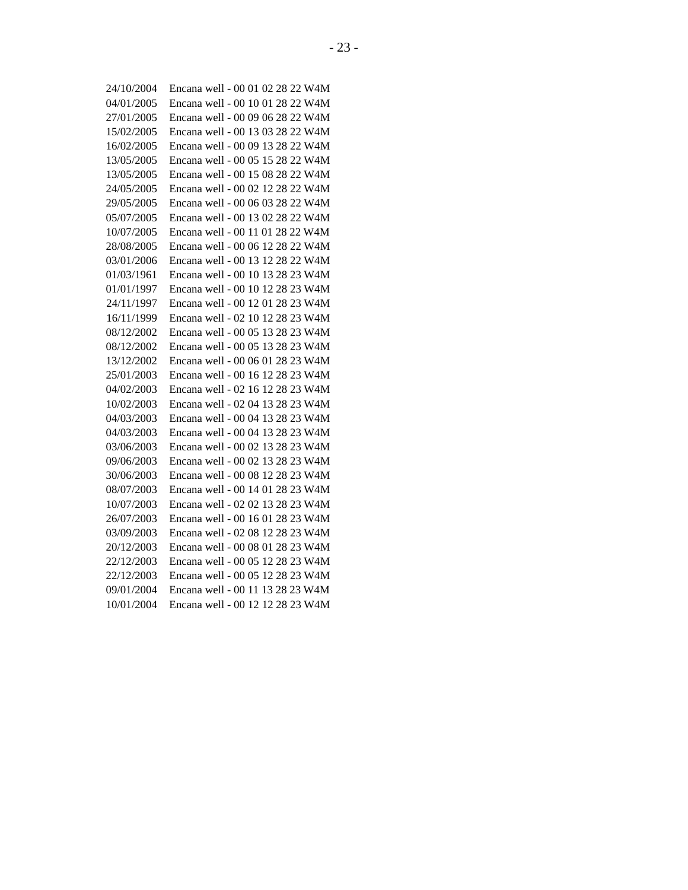| | |
|---|---|
| 24/10/2004 | Encana well - 00 01 02 28 22 W4M |
| 04/01/2005 | Encana well - 00 10 01 28 22 W4M |
| 27/01/2005 | Encana well - 00 09 06 28 22 W4M |
| 15/02/2005 | Encana well - 00 13 03 28 22 W4M |
| 16/02/2005 | Encana well - 00 09 13 28 22 W4M |
| 13/05/2005 | Encana well - 00 05 15 28 22 W4M |
| 13/05/2005 | Encana well - 00 15 08 28 22 W4M |
| 24/05/2005 | Encana well - 00 02 12 28 22 W4M |
| 29/05/2005 | Encana well - 00 06 03 28 22 W4M |
| 05/07/2005 | Encana well - 00 13 02 28 22 W4M |
| 10/07/2005 | Encana well - 00 11 01 28 22 W4M |
| 28/08/2005 | Encana well - 00 06 12 28 22 W4M |
| 03/01/2006 | Encana well - 00 13 12 28 22 W4M |
| 01/03/1961 | Encana well - 00 10 13 28 23 W4M |
| 01/01/1997 | Encana well - 00 10 12 28 23 W4M |
| 24/11/1997 | Encana well - 00 12 01 28 23 W4M |
| 16/11/1999 | Encana well - 02 10 12 28 23 W4M |
| 08/12/2002 | Encana well - 00 05 13 28 23 W4M |
| 08/12/2002 | Encana well - 00 05 13 28 23 W4M |
| 13/12/2002 | Encana well - 00 06 01 28 23 W4M |
| 25/01/2003 | Encana well - 00 16 12 28 23 W4M |
| 04/02/2003 | Encana well - 02 16 12 28 23 W4M |
| 10/02/2003 | Encana well - 02 04 13 28 23 W4M |
| 04/03/2003 | Encana well - 00 04 13 28 23 W4M |
| 04/03/2003 | Encana well - 00 04 13 28 23 W4M |
| 03/06/2003 | Encana well - 00 02 13 28 23 W4M |
| 09/06/2003 | Encana well - 00 02 13 28 23 W4M |
| 30/06/2003 | Encana well - 00 08 12 28 23 W4M |
| 08/07/2003 | Encana well - 00 14 01 28 23 W4M |
| 10/07/2003 | Encana well - 02 02 13 28 23 W4M |
| 26/07/2003 | Encana well - 00 16 01 28 23 W4M |
| 03/09/2003 | Encana well - 02 08 12 28 23 W4M |
| 20/12/2003 | Encana well - 00 08 01 28 23 W4M |
| 22/12/2003 | Encana well - 00 05 12 28 23 W4M |
| 22/12/2003 | Encana well - 00 05 12 28 23 W4M |
| 09/01/2004 | Encana well - 00 11 13 28 23 W4M |
| 10/01/2004 | Encana well - 00 12 12 28 23 W4M |